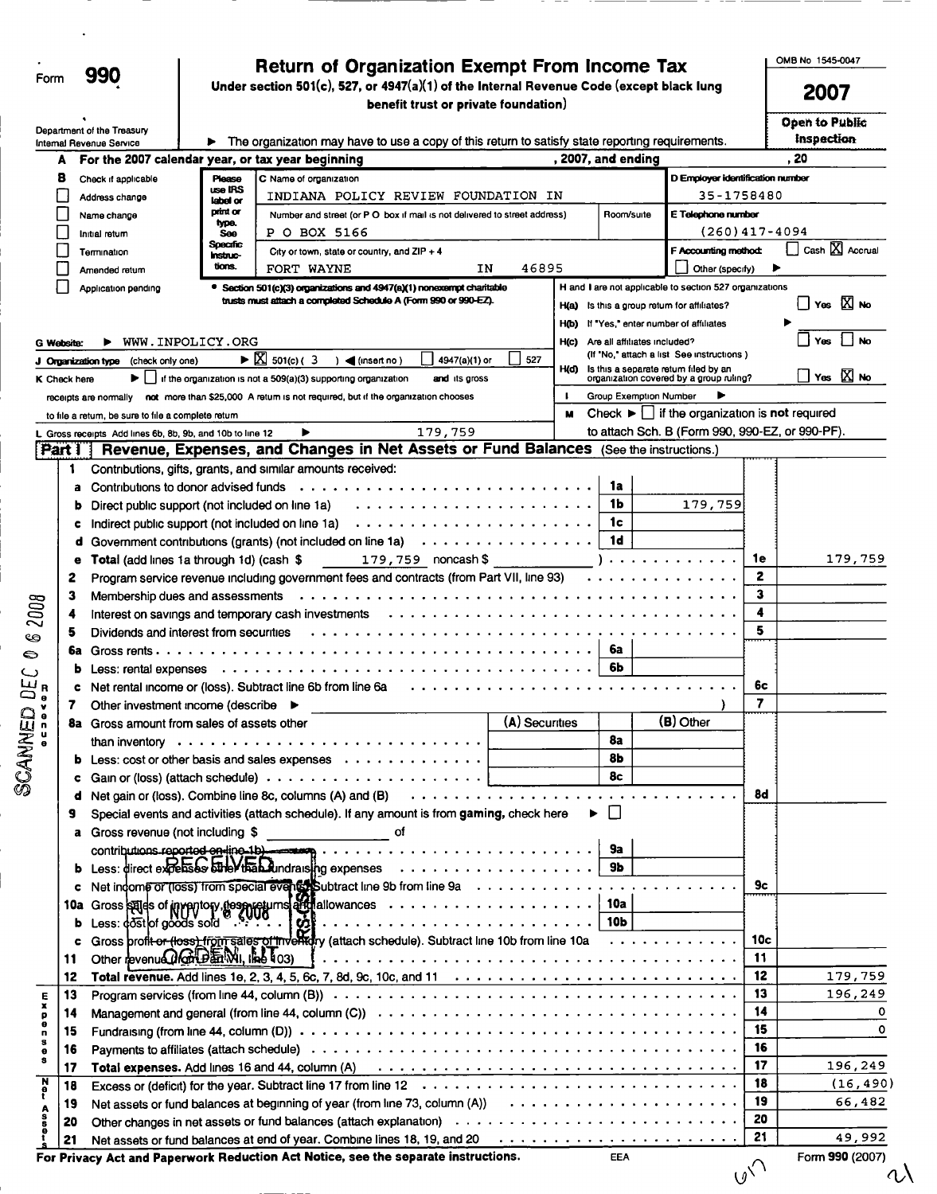Form **990**

# Return of Organization Exempt From Income Tax

**Under section 501(c), 527, or 4947(a)(1) of the Internal Revenue Code (except black lung benefit trust or private foundation)**

OMB No 1545-0047

**2007**

**Open to Public Inspection**

Department of the Treasury
Internal Revenue Service

▶ The organization may have to use a copy of this return to satisfy state reporting requirements.

**A For the 2007 calendar year, or tax year beginning , 2007, and ending , 20**

**B** Check if applicable
- ☐ Address change
- ☐ Name change
- ☐ Initial return
- ☐ Termination
- ☐ Amended return
- ☐ Application pending

Please use IRS label or print or type. See Specific Instructions.

C Name of organization: INDIANA POLICY REVIEW FOUNDATION IN

Number and street (or P O box if mail is not delivered to street address): P O BOX 5166 Room/suite

City or town, state or country, and ZIP + 4: FORT WAYNE IN 46895

D Employer identification number: 35-1758480

E Telephone number: (260)417-4094

F Accounting method: ☐ Cash ☒ Accrual ☐ Other (specify) ▶

• Section 501(c)(3) organizations and 4947(a)(1) nonexempt charitable trusts must attach a completed Schedule A (Form 990 or 990-EZ).

H and I are not applicable to section 527 organizations

H(a) Is this a group return for affiliates? ☐ Yes ☒ No

H(b) If "Yes," enter number of affiliates ▶

H(c) Are all affiliates included? ☐ Yes ☐ No (If "No," attach a list See instructions )

H(d) Is this a separate return filed by an organization covered by a group ruling? ☐ Yes ☒ No

I Group Exemption Number ▶

G Website: ▶ WWW.INPOLICY.ORG

J Organization type (check only one) ▶ ☒ 501(c) ( 3 ) ◀ (insert no) ☐ 4947(a)(1) or ☐ 527

K Check here ▶ ☐ if the organization is not a 509(a)(3) supporting organization and its gross receipts are normally not more than $25,000 A return is not required, but if the organization chooses to file a return, be sure to file a complete return

M Check ▶ ☐ if the organization is **not** required to attach Sch. B (Form 990, 990-EZ, or 990-PF).

L Gross receipts Add lines 6b, 8b, 9b, and 10b to line 12 ▶ 179,759

## Part I Revenue, Expenses, and Changes in Net Assets or Fund Balances (See the instructions.)

| Line | Description | | | | |
|---|---|---|---|---|---|
| 1 | Contributions, gifts, grants, and similar amounts received: | | | | |
| a | Contributions to donor advised funds | 1a | | | |
| b | Direct public support (not included on line 1a) | 1b | 179,759 | | |
| c | Indirect public support (not included on line 1a) | 1c | | | |
| d | Government contributions (grants) (not included on line 1a) | 1d | | | |
| e | Total (add lines 1a through 1d) (cash $ 179,759 noncash $ ) | | | 1e | 179,759 |
| 2 | Program service revenue including government fees and contracts (from Part VII, line 93) | | | 2 | |
| 3 | Membership dues and assessments | | | 3 | |
| 4 | Interest on savings and temporary cash investments | | | 4 | |
| 5 | Dividends and interest from securities | | | 5 | |
| 6a | Gross rents | 6a | | | |
| b | Less: rental expenses | 6b | | | |
| c | Net rental income or (loss). Subtract line 6b from line 6a | | | 6c | |
| 7 | Other investment income (describe ▶ ) | | | 7 | |
| 8a | Gross amount from sales of assets other than inventory | (A) Securities | 8a | (B) Other | |
| b | Less: cost or other basis and sales expenses | | 8b | | |
| c | Gain or (loss) (attach schedule) | | 8c | | |
| d | Net gain or (loss). Combine line 8c, columns (A) and (B) | | | 8d | |
| 9 | Special events and activities (attach schedule). If any amount is from gaming, check here ▶ ☐ | | | | |
| a | Gross revenue (not including $ of contributions reported on line 1b) | 9a | | | |
| b | Less: direct expenses other than fundraising expenses | 9b | | | |
| c | Net income or (loss) from special events. Subtract line 9b from line 9a | | | 9c | |
| 10a | Gross sales of inventory, less returns and allowances | 10a | | | |
| b | Less: cost of goods sold | 10b | | | |
| c | Gross profit or (loss) from sales of inventory (attach schedule). Subtract line 10b from line 10a | | | 10c | |
| 11 | Other revenue (from Part VII, line 103) | | | 11 | |
| 12 | **Total revenue.** Add lines 1e, 2, 3, 4, 5, 6c, 7, 8d, 9c, 10c, and 11 | | | 12 | 179,759 |
| 13 | Program services (from line 44, column (B)) | | | 13 | 196,249 |
| 14 | Management and general (from line 44, column (C)) | | | 14 | 0 |
| 15 | Fundraising (from line 44, column (D)) | | | 15 | 0 |
| 16 | Payments to affiliates (attach schedule) | | | 16 | |
| 17 | **Total expenses.** Add lines 16 and 44, column (A) | | | 17 | 196,249 |
| 18 | Excess or (deficit) for the year. Subtract line 17 from line 12 | | | 18 | (16,490) |
| 19 | Net assets or fund balances at beginning of year (from line 73, column (A)) | | | 19 | 66,482 |
| 20 | Other changes in net assets or fund balances (attach explanation) | | | 20 | |
| 21 | Net assets or fund balances at end of year. Combine lines 18, 19, and 20 | | | 21 | 49,992 |

RECEIVED NOV 1 0 2008 OGDEN, UT

SCANNED DEC 0 6 2008

**For Privacy Act and Paperwork Reduction Act Notice, see the separate instructions.** EEA Form 990 (2007)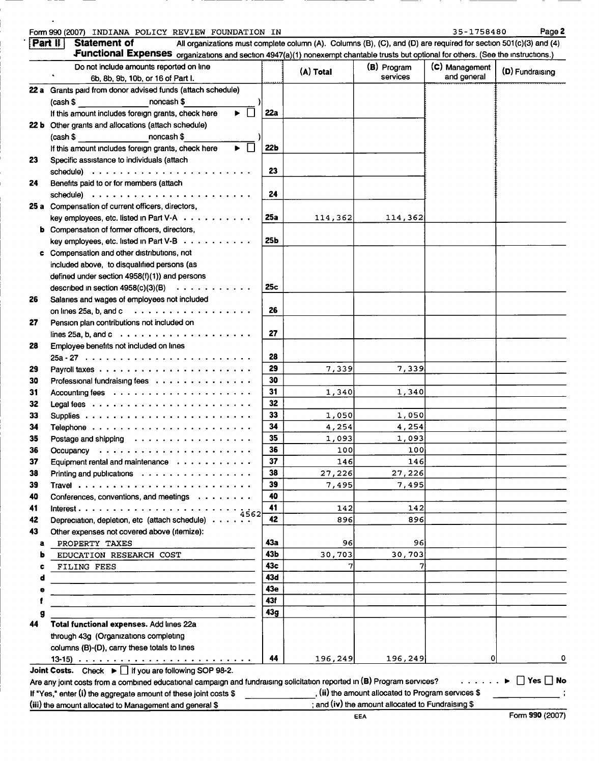Form 990 (2007) INDIANA POLICY REVIEW FOUNDATION IN 35-1758480 Page 2

## Part II Statement of Functional Expenses

All organizations must complete column (A). Columns (B), (C), and (D) are required for section 501(c)(3) and (4) organizations and section 4947(a)(1) nonexempt charitable trusts but optional for others. (See the instructions.)

| Do not include amounts reported on line 6b, 8b, 9b, 10b, or 16 of Part I. | | (A) Total | (B) Program services | (C) Management and general | (D) Fundraising |
|---|---|---|---|---|---|
| 22a Grants paid from donor advised funds (attach schedule) (cash $ ___ noncash $ ___) If this amount includes foreign grants, check here ▶ ☐ | 22a | | | | |
| 22b Other grants and allocations (attach schedule) (cash $ ___ noncash $ ___) If this amount includes foreign grants, check here ▶ ☐ | 22b | | | | |
| 23 Specific assistance to individuals (attach schedule) | 23 | | | | |
| 24 Benefits paid to or for members (attach schedule) | 24 | | | | |
| 25a Compensation of current officers, directors, key employees, etc. listed in Part V-A | 25a | 114,362 | 114,362 | | |
| b Compensation of former officers, directors, key employees, etc. listed in Part V-B | 25b | | | | |
| c Compensation and other distributions, not included above, to disqualified persons (as defined under section 4958(f)(1)) and persons described in section 4958(c)(3)(B) | 25c | | | | |
| 26 Salaries and wages of employees not included on lines 25a, b, and c | 26 | | | | |
| 27 Pension plan contributions not included on lines 25a, b, and c | 27 | | | | |
| 28 Employee benefits not included on lines 25a - 27 | 28 | | | | |
| 29 Payroll taxes | 29 | 7,339 | 7,339 | | |
| 30 Professional fundraising fees | 30 | | | | |
| 31 Accounting fees | 31 | 1,340 | 1,340 | | |
| 32 Legal fees | 32 | | | | |
| 33 Supplies | 33 | 1,050 | 1,050 | | |
| 34 Telephone | 34 | 4,254 | 4,254 | | |
| 35 Postage and shipping | 35 | 1,093 | 1,093 | | |
| 36 Occupancy | 36 | 100 | 100 | | |
| 37 Equipment rental and maintenance | 37 | 146 | 146 | | |
| 38 Printing and publications | 38 | 27,226 | 27,226 | | |
| 39 Travel | 39 | 7,495 | 7,495 | | |
| 40 Conferences, conventions, and meetings | 40 | | | | |
| 41 Interest | 41 | 142 | 142 | | |
| 42 Depreciation, depletion, etc (attach schedule) 4562 | 42 | 896 | 896 | | |
| 43 Other expenses not covered above (itemize): | | | | | |
| a PROPERTY TAXES | 43a | 96 | 96 | | |
| b EDUCATION RESEARCH COST | 43b | 30,703 | 30,703 | | |
| c FILING FEES | 43c | 7 | 7 | | |
| d | 43d | | | | |
| e | 43e | | | | |
| f | 43f | | | | |
| g | 43g | | | | |
| 44 **Total functional expenses.** Add lines 22a through 43g (Organizations completing columns (B)-(D), carry these totals to lines 13-15) | 44 | 196,249 | 196,249 | 0 | 0 |

**Joint Costs.** Check ▶ ☐ if you are following SOP 98-2.

Are any joint costs from a combined educational campaign and fundraising solicitation reported in (B) Program services? ▶ ☐ Yes ☐ No

If "Yes," enter (i) the aggregate amount of these joint costs $ ______, (ii) the amount allocated to Program services $ ______; (iii) the amount allocated to Management and general $ ______; and (iv) the amount allocated to Fundraising $ ______

EEA Form 990 (2007)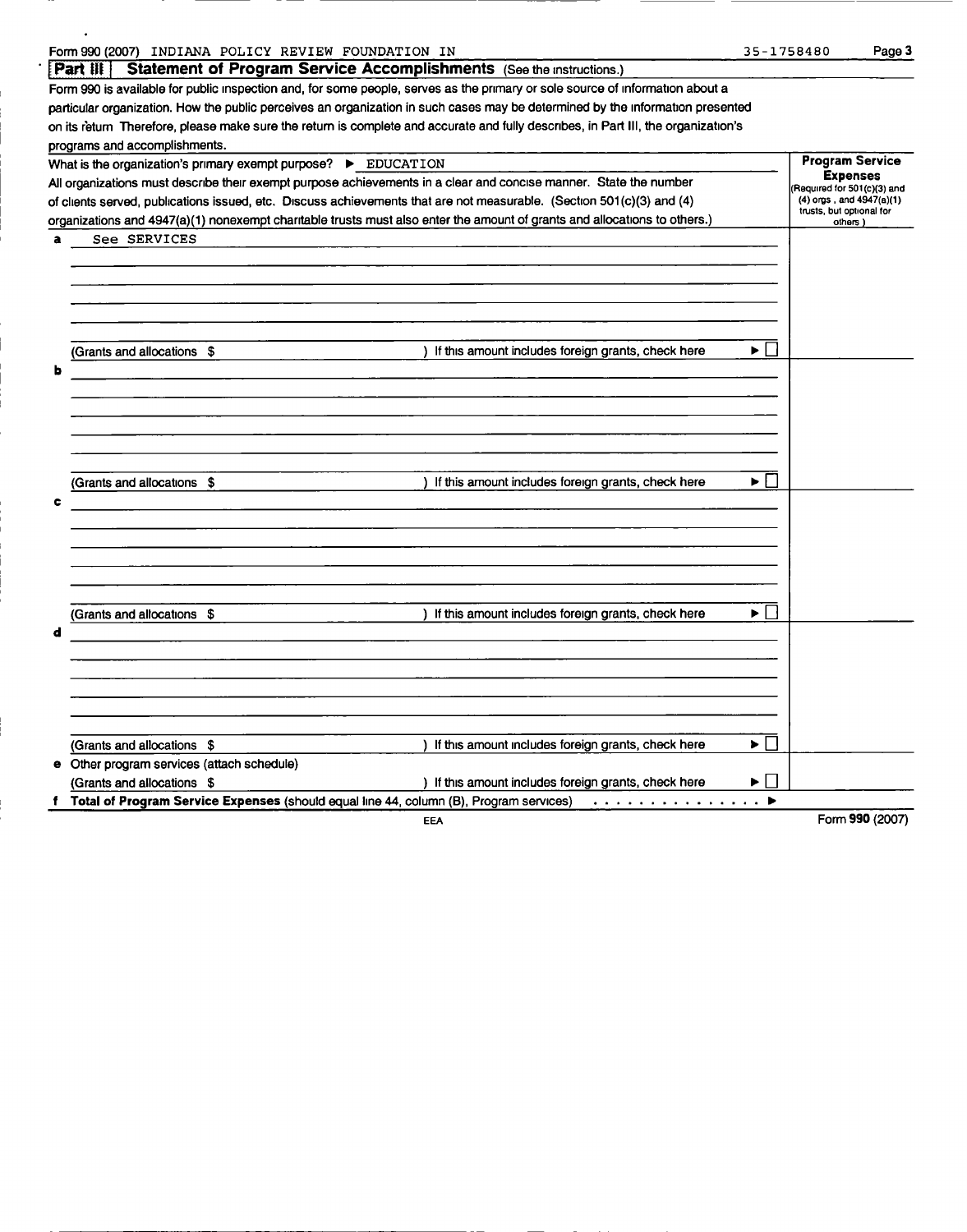Form 990 (2007) INDIANA POLICY REVIEW FOUNDATION IN 35-1758480 Page 3

## Part III Statement of Program Service Accomplishments (See the instructions.)

Form 990 is available for public inspection and, for some people, serves as the primary or sole source of information about a particular organization. How the public perceives an organization in such cases may be determined by the information presented on its return Therefore, please make sure the return is complete and accurate and fully describes, in Part III, the organization's programs and accomplishments.

What is the organization's primary exempt purpose? ▶ EDUCATION

All organizations must describe their exempt purpose achievements in a clear and concise manner. State the number of clients served, publications issued, etc. Discuss achievements that are not measurable. (Section 501(c)(3) and (4) organizations and 4947(a)(1) nonexempt charitable trusts must also enter the amount of grants and allocations to others.)

| | | Program Service Expenses (Required for 501(c)(3) and (4) orgs., and 4947(a)(1) trusts, but optional for others.) |
|---|---|---|
| a | See SERVICES | |
| | (Grants and allocations $ ) If this amount includes foreign grants, check here ▶ ☐ | |
| b | | |
| | (Grants and allocations $ ) If this amount includes foreign grants, check here ▶ ☐ | |
| c | | |
| | (Grants and allocations $ ) If this amount includes foreign grants, check here ▶ ☐ | |
| d | | |
| | (Grants and allocations $ ) If this amount includes foreign grants, check here ▶ ☐ | |
| e | Other program services (attach schedule) (Grants and allocations $ ) If this amount includes foreign grants, check here ▶ ☐ | |
| f | **Total of Program Service Expenses** (should equal line 44, column (B), Program services) ▶ | |

EEA

Form **990** (2007)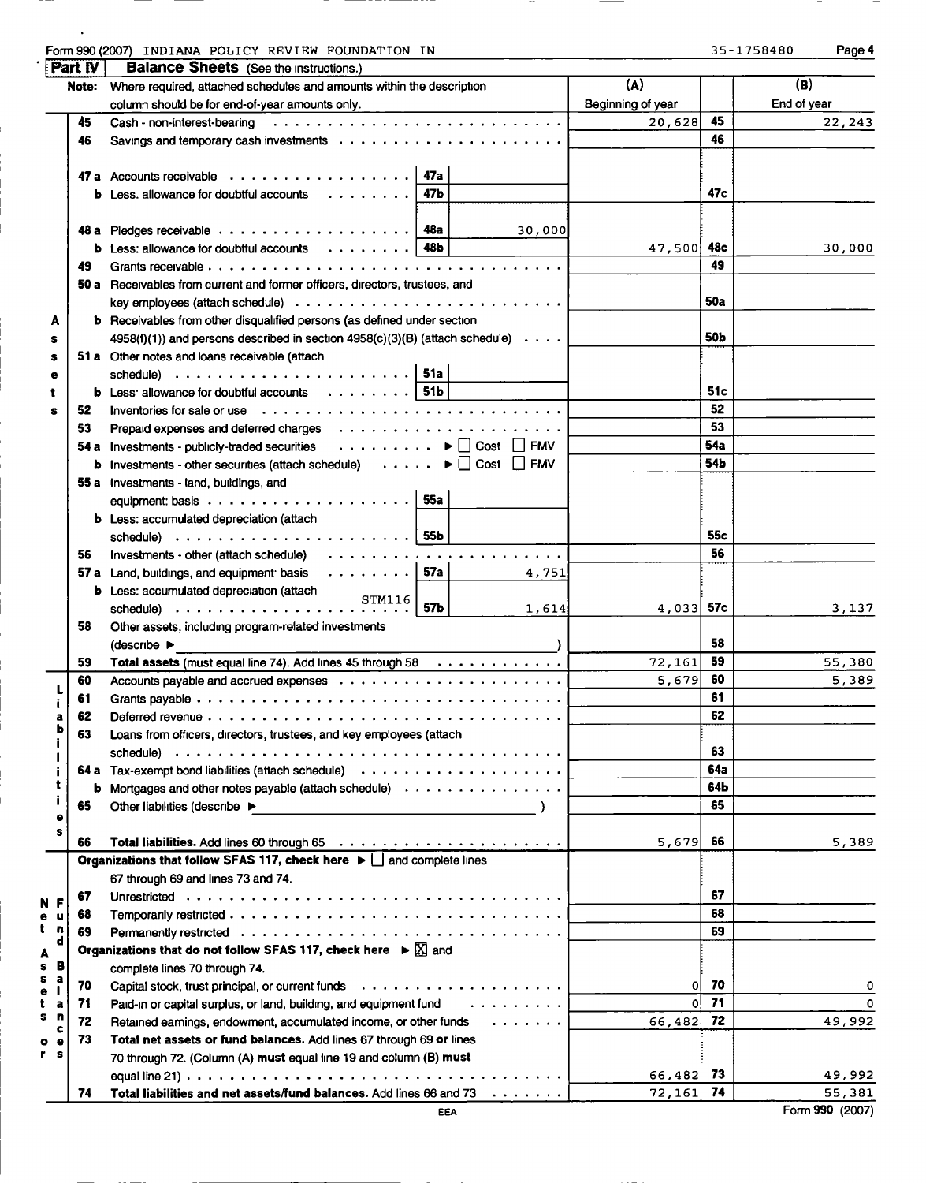Form 990 (2007) INDIANA POLICY REVIEW FOUNDATION IN 35-1758480 Page 4

## Part IV Balance Sheets (See the instructions.)

| | | Note: Where required, attached schedules and amounts within the description column should be for end-of-year amounts only. | | | (A) Beginning of year | | (B) End of year |
|---|---|---|---|---|---|---|---|
| **Assets** | 45 | Cash - non-interest-bearing | | | 20,628 | 45 | 22,243 |
| | 46 | Savings and temporary cash investments | | | | 46 | |
| | 47a | Accounts receivable | 47a | | | | |
| | b | Less: allowance for doubtful accounts | 47b | | | 47c | |
| | 48a | Pledges receivable | 48a | 30,000 | | | |
| | b | Less: allowance for doubtful accounts | 48b | | 47,500 | 48c | 30,000 |
| | 49 | Grants receivable | | | | 49 | |
| | 50a | Receivables from current and former officers, directors, trustees, and key employees (attach schedule) | | | | 50a | |
| | b | Receivables from other disqualified persons (as defined under section 4958(f)(1)) and persons described in section 4958(c)(3)(B) (attach schedule) | | | | 50b | |
| | 51a | Other notes and loans receivable (attach schedule) | 51a | | | | |
| | b | Less: allowance for doubtful accounts | 51b | | | 51c | |
| | 52 | Inventories for sale or use | | | | 52 | |
| | 53 | Prepaid expenses and deferred charges | | | | 53 | |
| | 54a | Investments - publicly-traded securities ▶ ☐ Cost ☐ FMV | | | | 54a | |
| | b | Investments - other securities (attach schedule) ▶ ☐ Cost ☐ FMV | | | | 54b | |
| | 55a | Investments - land, buildings, and equipment: basis | 55a | | | | |
| | b | Less: accumulated depreciation (attach schedule) | 55b | | | 55c | |
| | 56 | Investments - other (attach schedule) | | | | 56 | |
| | 57a | Land, buildings, and equipment: basis | 57a | 4,751 | | | |
| | b | Less: accumulated depreciation (attach schedule) STM116 | 57b | 1,614 | 4,033 | 57c | 3,137 |
| | 58 | Other assets, including program-related investments (describe ▶ ) | | | | 58 | |
| | 59 | **Total assets** (must equal line 74). Add lines 45 through 58 | | | 72,161 | 59 | 55,380 |
| **Liabilities** | 60 | Accounts payable and accrued expenses | | | 5,679 | 60 | 5,389 |
| | 61 | Grants payable | | | | 61 | |
| | 62 | Deferred revenue | | | | 62 | |
| | 63 | Loans from officers, directors, trustees, and key employees (attach schedule) | | | | 63 | |
| | 64a | Tax-exempt bond liabilities (attach schedule) | | | | 64a | |
| | b | Mortgages and other notes payable (attach schedule) | | | | 64b | |
| | 65 | Other liabilities (describe ▶ ) | | | | 65 | |
| | 66 | **Total liabilities.** Add lines 60 through 65 | | | 5,679 | 66 | 5,389 |
| **Net Assets or Fund Balances** | | **Organizations that follow SFAS 117, check here** ▶ ☐ and complete lines 67 through 69 and lines 73 and 74. | | | | | |
| | 67 | Unrestricted | | | | 67 | |
| | 68 | Temporarily restricted | | | | 68 | |
| | 69 | Permanently restricted | | | | 69 | |
| | | **Organizations that do not follow SFAS 117, check here** ▶ ☒ and complete lines 70 through 74. | | | | | |
| | 70 | Capital stock, trust principal, or current funds | | | 0 | 70 | 0 |
| | 71 | Paid-in or capital surplus, or land, building, and equipment fund | | | 0 | 71 | 0 |
| | 72 | Retained earnings, endowment, accumulated income, or other funds | | | 66,482 | 72 | 49,992 |
| | 73 | **Total net assets or fund balances.** Add lines 67 through 69 **or** lines 70 through 72. (Column (A) **must** equal line 19 and column (B) **must** equal line 21) | | | 66,482 | 73 | 49,992 |
| | 74 | **Total liabilities and net assets/fund balances.** Add lines 66 and 73 | | | 72,161 | 74 | 55,381 |

EEA

Form **990** (2007)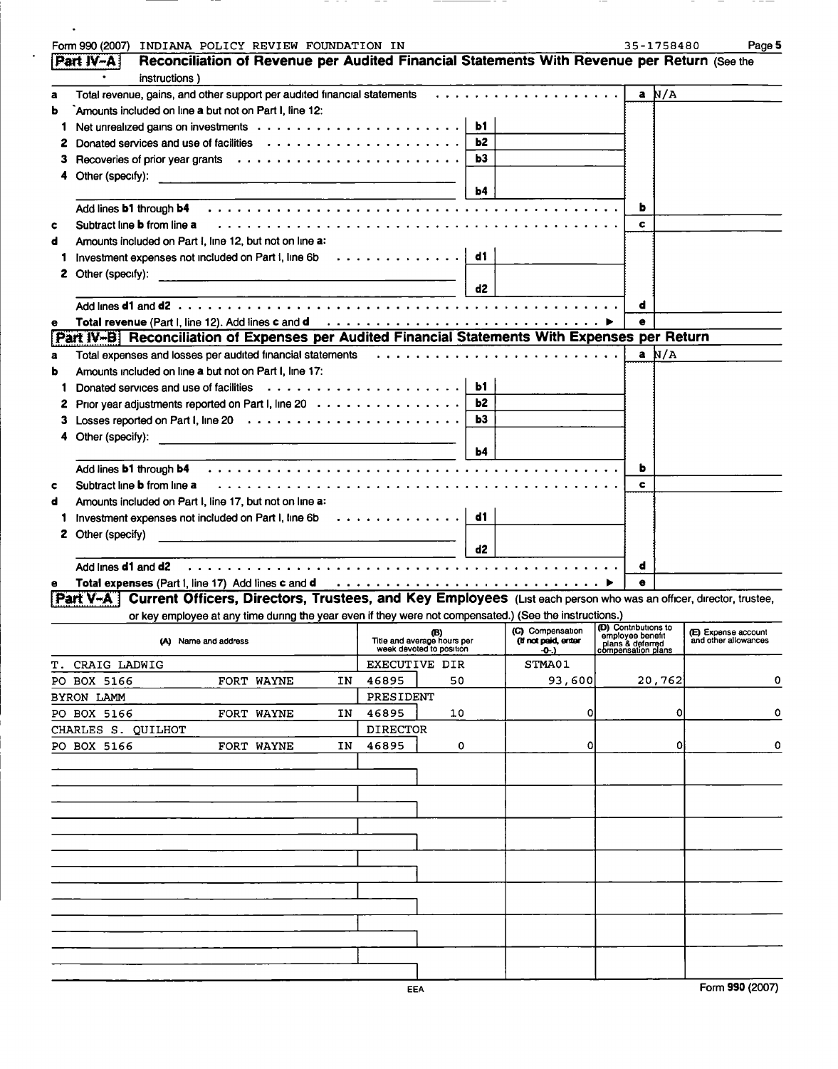Form 990 (2007) INDIANA POLICY REVIEW FOUNDATION IN 35-1758480 Page 5

## Part IV-A Reconciliation of Revenue per Audited Financial Statements With Revenue per Return (See the instructions.)

| | | | | | |
|---|---|---|---|---|---|
| **a** | Total revenue, gains, and other support per audited financial statements | | | **a** | N/A |
| **b** | Amounts included on line **a** but not on Part I, line 12: | | | | |
| **1** | Net unrealized gains on investments | **b1** | | | |
| **2** | Donated services and use of facilities | **b2** | | | |
| **3** | Recoveries of prior year grants | **b3** | | | |
| **4** | Other (specify): | **b4** | | | |
| | Add lines **b1** through **b4** | | | **b** | |
| **c** | Subtract line **b** from line **a** | | | **c** | |
| **d** | Amounts included on Part I, line 12, but not on line **a**: | | | | |
| **1** | Investment expenses not included on Part I, line 6b | **d1** | | | |
| **2** | Other (specify): | **d2** | | | |
| | Add lines **d1** and **d2** | | | **d** | |
| **e** | **Total revenue** (Part I, line 12). Add lines **c** and **d** | | | **e** | |

## Part IV-B Reconciliation of Expenses per Audited Financial Statements With Expenses per Return

| | | | | | |
|---|---|---|---|---|---|
| **a** | Total expenses and losses per audited financial statements | | | **a** | N/A |
| **b** | Amounts included on line **a** but not on Part I, line 17: | | | | |
| **1** | Donated services and use of facilities | **b1** | | | |
| **2** | Prior year adjustments reported on Part I, line 20 | **b2** | | | |
| **3** | Losses reported on Part I, line 20 | **b3** | | | |
| **4** | Other (specify): | **b4** | | | |
| | Add lines **b1** through **b4** | | | **b** | |
| **c** | Subtract line **b** from line **a** | | | **c** | |
| **d** | Amounts included on Part I, line 17, but not on line **a**: | | | | |
| **1** | Investment expenses not included on Part I, line 6b | **d1** | | | |
| **2** | Other (specify) | **d2** | | | |
| | Add lines **d1** and **d2** | | | **d** | |
| **e** | **Total expenses** (Part I, line 17) Add lines **c** and **d** | | | **e** | |

## Part V-A Current Officers, Directors, Trustees, and Key Employees (List each person who was an officer, director, trustee, or key employee at any time during the year even if they were not compensated.) (See the instructions.)

| (A) Name and address | (B) Title and average hours per week devoted to position | (C) Compensation (If not paid, enter -0-.) | (D) Contributions to employee benefit plans & deferred compensation plans | (E) Expense account and other allowances |
|---|---|---|---|---|
| T. CRAIG LADWIG<br>PO BOX 5166 FORT WAYNE IN 46895 | EXECUTIVE DIR<br>50 | STMA01<br>93,600 | 20,762 | 0 |
| BYRON LAMM<br>PO BOX 5166 FORT WAYNE IN 46895 | PRESIDENT<br>10 | 0 | 0 | 0 |
| CHARLES S. QUILHOT<br>PO BOX 5166 FORT WAYNE IN 46895 | DIRECTOR<br>0 | 0 | 0 | 0 |

EEA

Form 990 (2007)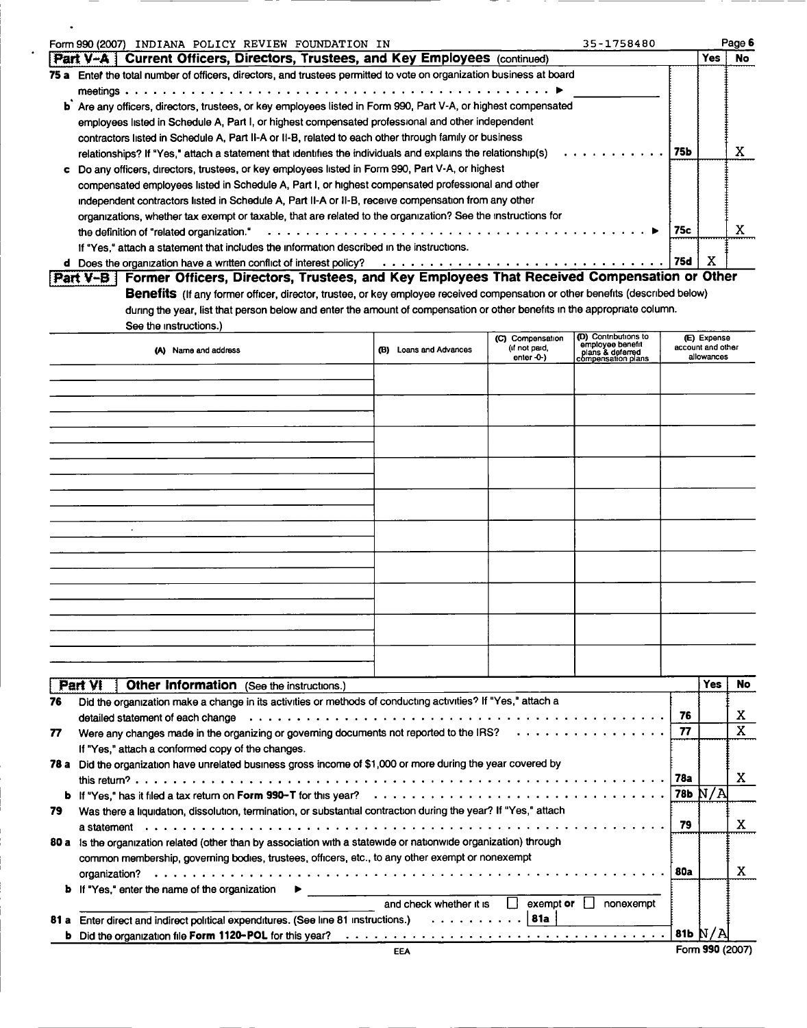Form 990 (2007) INDIANA POLICY REVIEW FOUNDATION IN 35-1758480

## Part V-A Current Officers, Directors, Trustees, and Key Employees (continued)

| | | | Yes | No |
|---|---|---|---|---|
| **75 a** | Enter the total number of officers, directors, and trustees permitted to vote on organization business at board meetings ▶ | | | |
| **b** | Are any officers, directors, trustees, or key employees listed in Form 990, Part V-A, or highest compensated employees listed in Schedule A, Part I, or highest compensated professional and other independent contractors listed in Schedule A, Part II-A or II-B, related to each other through family or business relationships? If "Yes," attach a statement that identifies the individuals and explains the relationship(s) | 75b | | X |
| **c** | Do any officers, directors, trustees, or key employees listed in Form 990, Part V-A, or highest compensated employees listed in Schedule A, Part I, or highest compensated professional and other independent contractors listed in Schedule A, Part II-A or II-B, receive compensation from any other organizations, whether tax exempt or taxable, that are related to the organization? See the instructions for the definition of "related organization." ▶ If "Yes," attach a statement that includes the information described in the instructions. | 75c | | X |
| **d** | Does the organization have a written conflict of interest policy? | 75d | X | |

## Part V-B Former Officers, Directors, Trustees, and Key Employees That Received Compensation or Other Benefits

(If any former officer, director, trustee, or key employee received compensation or other benefits (described below) during the year, list that person below and enter the amount of compensation or other benefits in the appropriate column. See the instructions.)

| (A) Name and address | (B) Loans and Advances | (C) Compensation (if not paid, enter -0-) | (D) Contributions to employee benefit plans & deferred compensation plans | (E) Expense account and other allowances |
|---|---|---|---|---|
| | | | | |

## Part VI Other Information (See the instructions.)

| | | | Yes | No |
|---|---|---|---|---|
| **76** | Did the organization make a change in its activities or methods of conducting activities? If "Yes," attach a detailed statement of each change | 76 | | X |
| **77** | Were any changes made in the organizing or governing documents not reported to the IRS? If "Yes," attach a conformed copy of the changes. | 77 | | X |
| **78 a** | Did the organization have unrelated business gross income of $1,000 or more during the year covered by this return? | 78a | | X |
| **b** | If "Yes," has it filed a tax return on **Form 990-T** for this year? | 78b | N/A | |
| **79** | Was there a liquidation, dissolution, termination, or substantial contraction during the year? If "Yes," attach a statement | 79 | | X |
| **80 a** | Is the organization related (other than by association with a statewide or nationwide organization) through common membership, governing bodies, trustees, officers, etc., to any other exempt or nonexempt organization? | 80a | | X |
| **b** | If "Yes," enter the name of the organization ▶ and check whether it is ☐ exempt or ☐ nonexempt | | | |
| **81 a** | Enter direct and indirect political expenditures. (See line 81 instructions.) 81a | | | |
| **b** | Did the organization file **Form 1120-POL** for this year? | 81b | N/A | |

EEA

Form **990** (2007)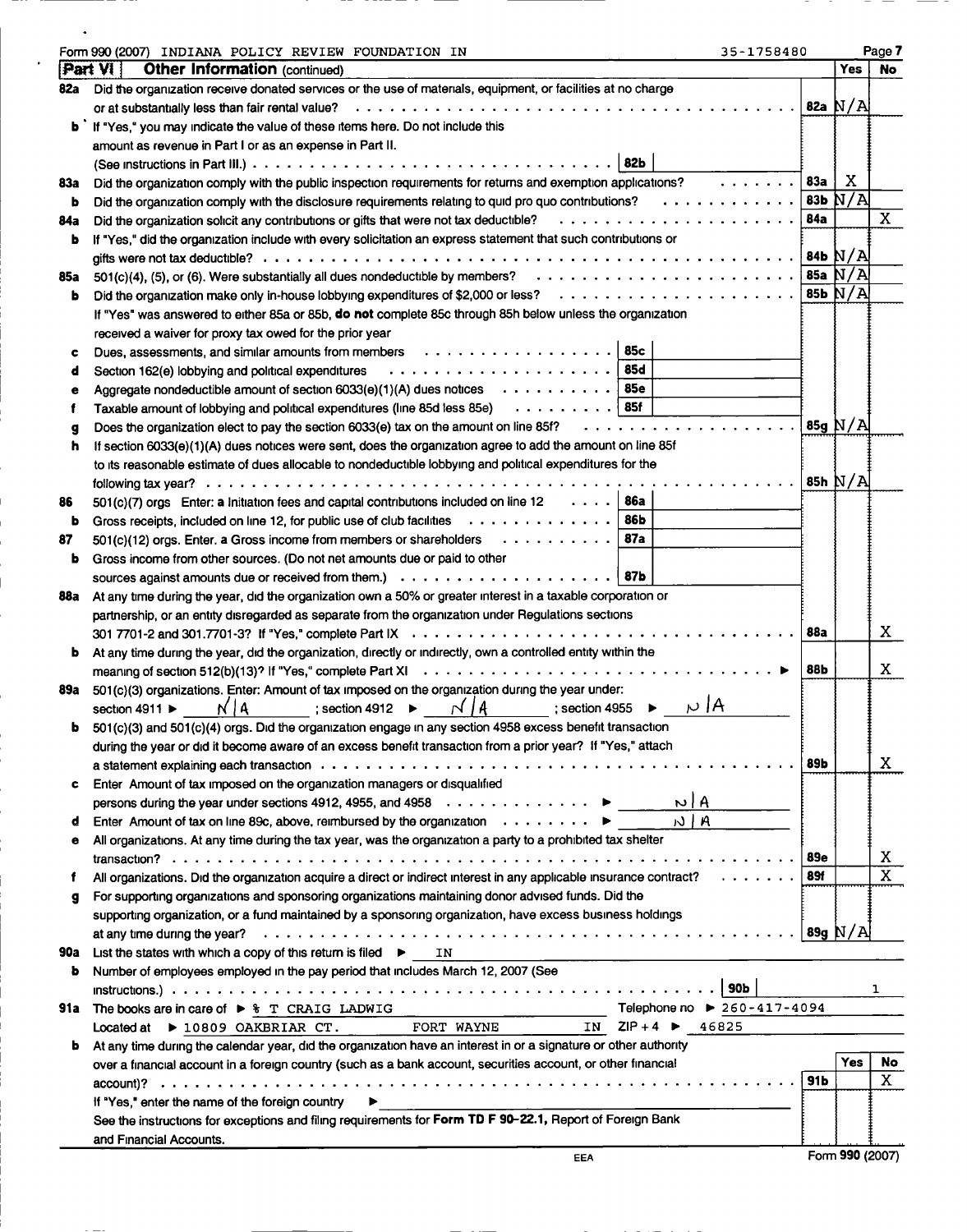Form 990 (2007) INDIANA POLICY REVIEW FOUNDATION IN 35-1758480 Page 7

## Part VI Other Information (continued)

| | | | Yes | No |
|---|---|---|---|---|
| 82a | Did the organization receive donated services or the use of materials, equipment, or facilities at no charge or at substantially less than fair rental value? | 82a | N/A | |
| b | If "Yes," you may indicate the value of these items here. Do not include this amount as revenue in Part I or as an expense in Part II. (See instructions in Part III.) . . . . 82b | | | |
| 83a | Did the organization comply with the public inspection requirements for returns and exemption applications? | 83a | X | |
| b | Did the organization comply with the disclosure requirements relating to quid pro quo contributions? | 83b | N/A | |
| 84a | Did the organization solicit any contributions or gifts that were not tax deductible? | 84a | | X |
| b | If "Yes," did the organization include with every solicitation an express statement that such contributions or gifts were not tax deductible? | 84b | N/A | |
| 85a | 501(c)(4), (5), or (6). Were substantially all dues nondeductible by members? | 85a | N/A | |
| b | Did the organization make only in-house lobbying expenditures of $2,000 or less? | 85b | N/A | |
| | If "Yes" was answered to either 85a or 85b, **do not** complete 85c through 85h below unless the organization received a waiver for proxy tax owed for the prior year | | | |
| c | Dues, assessments, and similar amounts from members . . . . 85c | | | |
| d | Section 162(e) lobbying and political expenditures . . . . 85d | | | |
| e | Aggregate nondeductible amount of section 6033(e)(1)(A) dues notices . . . . 85e | | | |
| f | Taxable amount of lobbying and political expenditures (line 85d less 85e) . . . . 85f | | | |
| g | Does the organization elect to pay the section 6033(e) tax on the amount on line 85f? | 85g | N/A | |
| h | If section 6033(e)(1)(A) dues notices were sent, does the organization agree to add the amount on line 85f to its reasonable estimate of dues allocable to nondeductible lobbying and political expenditures for the following tax year? | 85h | N/A | |
| 86 | 501(c)(7) orgs Enter: a Initiation fees and capital contributions included on line 12 . . . . 86a | | | |
| b | Gross receipts, included on line 12, for public use of club facilities . . . . 86b | | | |
| 87 | 501(c)(12) orgs. Enter. a Gross income from members or shareholders . . . . 87a | | | |
| b | Gross income from other sources. (Do not net amounts due or paid to other sources against amounts due or received from them.) . . . . 87b | | | |
| 88a | At any time during the year, did the organization own a 50% or greater interest in a taxable corporation or partnership, or an entity disregarded as separate from the organization under Regulations sections 301 7701-2 and 301.7701-3? If "Yes," complete Part IX | 88a | | X |
| b | At any time during the year, did the organization, directly or indirectly, own a controlled entity within the meaning of section 512(b)(13)? If "Yes," complete Part XI | 88b | | X |
| 89a | 501(c)(3) organizations. Enter: Amount of tax imposed on the organization during the year under: section 4911 ► N/A ; section 4912 ► N/A ; section 4955 ► N/A | | | |
| b | 501(c)(3) and 501(c)(4) orgs. Did the organization engage in any section 4958 excess benefit transaction during the year or did it become aware of an excess benefit transaction from a prior year? If "Yes," attach a statement explaining each transaction | 89b | | X |
| c | Enter Amount of tax imposed on the organization managers or disqualified persons during the year under sections 4912, 4955, and 4958 . . . . ► N/A | | | |
| d | Enter Amount of tax on line 89c, above, reimbursed by the organization . . . . ► N/A | | | |
| e | All organizations. At any time during the tax year, was the organization a party to a prohibited tax shelter transaction? | 89e | | X |
| f | All organizations. Did the organization acquire a direct or indirect interest in any applicable insurance contract? | 89f | | X |
| g | For supporting organizations and sponsoring organizations maintaining donor advised funds. Did the supporting organization, or a fund maintained by a sponsoring organization, have excess business holdings at any time during the year? | 89g | N/A | |

90a List the states with which a copy of this return is filed ► IN

b Number of employees employed in the pay period that includes March 12, 2007 (See instructions.) . . . . 90b 1

91a The books are in care of ► % T CRAIG LADWIG Telephone no ► 260-417-4094

Located at ► 10809 OAKBRIAR CT. FORT WAYNE IN ZIP + 4 ► 46825

| | | | Yes | No |
|---|---|---|---|---|
| b | At any time during the calendar year, did the organization have an interest in or a signature or other authority over a financial account in a foreign country (such as a bank account, securities account, or other financial account)? | 91b | | X |
| | If "Yes," enter the name of the foreign country ► | | | |
| | See the instructions for exceptions and filing requirements for **Form TD F 90-22.1,** Report of Foreign Bank and Financial Accounts. | | | |

EEA Form 990 (2007)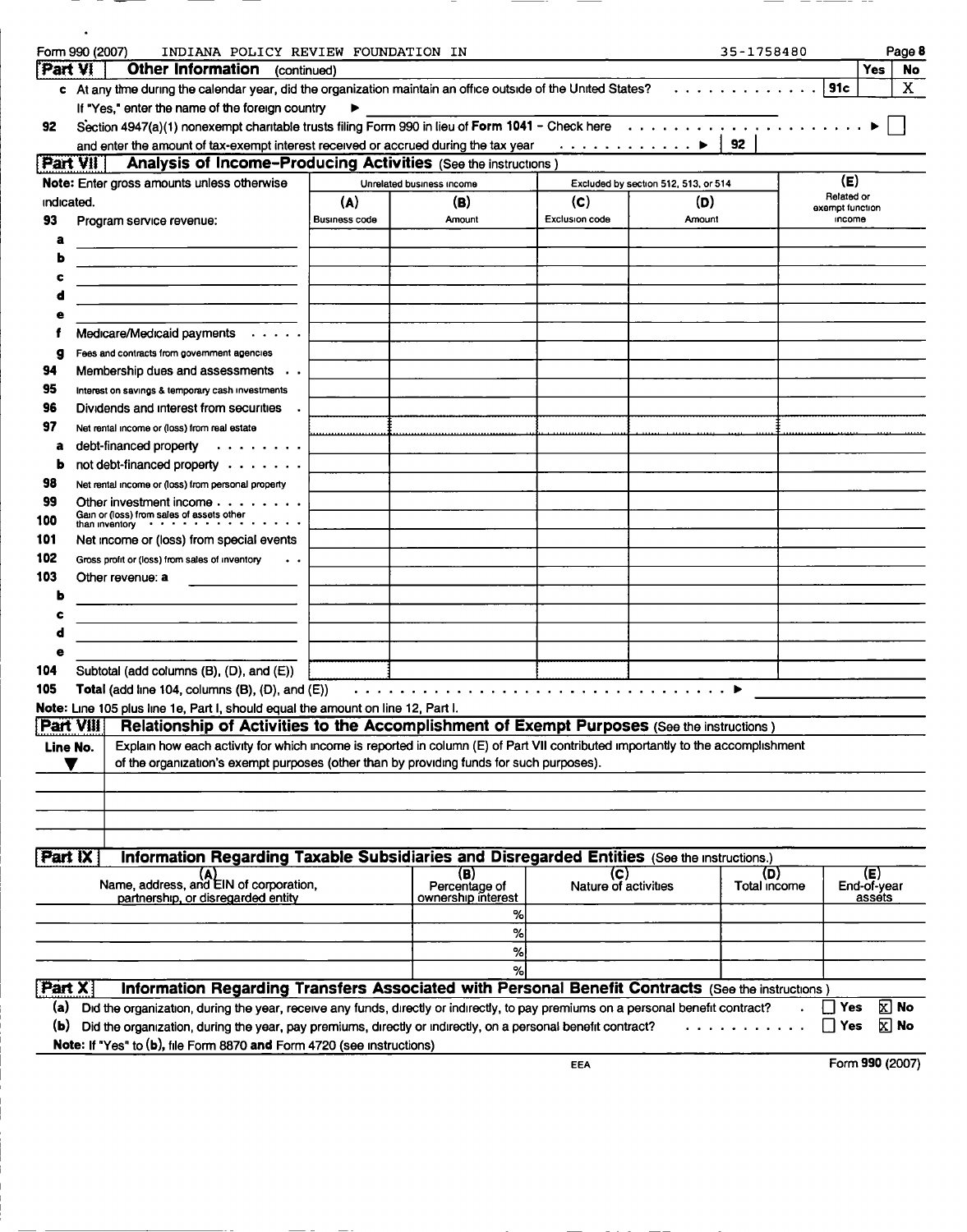Form 990 (2007) INDIANA POLICY REVIEW FOUNDATION IN 35-1758480

## Part VI Other Information (continued)

| | | Yes | No |
|---|---|---|---|
| **c** At any time during the calendar year, did the organization maintain an office outside of the United States? | 91c | | X |
| If "Yes," enter the name of the foreign country ▶ | | | |
| **92** Section 4947(a)(1) nonexempt charitable trusts filing Form 990 in lieu of **Form 1041** – Check here ▶ ☐ and enter the amount of tax-exempt interest received or accrued during the tax year ▶ | 92 | | |

## Part VII Analysis of Income-Producing Activities (See the instructions.)

| Note: Enter gross amounts unless otherwise indicated. | Unrelated business income | | Excluded by section 512, 513, or 514 | | (E) Related or exempt function income |
|---|---|---|---|---|---|
| | (A) Business code | (B) Amount | (C) Exclusion code | (D) Amount | |
| **93** Program service revenue: | | | | | |
| a | | | | | |
| b | | | | | |
| c | | | | | |
| d | | | | | |
| e | | | | | |
| f Medicare/Medicaid payments | | | | | |
| g Fees and contracts from government agencies | | | | | |
| **94** Membership dues and assessments | | | | | |
| **95** Interest on savings & temporary cash investments | | | | | |
| **96** Dividends and interest from securities | | | | | |
| **97** Net rental income or (loss) from real estate | | | | | |
| a debt-financed property | | | | | |
| b not debt-financed property | | | | | |
| **98** Net rental income or (loss) from personal property | | | | | |
| **99** Other investment income | | | | | |
| **100** Gain or (loss) from sales of assets other than inventory | | | | | |
| **101** Net income or (loss) from special events | | | | | |
| **102** Gross profit or (loss) from sales of inventory | | | | | |
| **103** Other revenue: a | | | | | |
| b | | | | | |
| c | | | | | |
| d | | | | | |
| e | | | | | |
| **104** Subtotal (add columns (B), (D), and (E)) | | | | | |
| **105 Total** (add line 104, columns (B), (D), and (E)) ▶ | | | | | |

**Note:** Line 105 plus line 1e, Part I, should equal the amount on line 12, Part I.

## Part VIII Relationship of Activities to the Accomplishment of Exempt Purposes (See the instructions.)

| Line No. ▼ | Explain how each activity for which income is reported in column (E) of Part VII contributed importantly to the accomplishment of the organization's exempt purposes (other than by providing funds for such purposes). |
|---|---|
| | |

## Part IX Information Regarding Taxable Subsidiaries and Disregarded Entities (See the instructions.)

| (A) Name, address, and EIN of corporation, partnership, or disregarded entity | (B) Percentage of ownership interest | (C) Nature of activities | (D) Total income | (E) End-of-year assets |
|---|---|---|---|---|
| | % | | | |
| | % | | | |
| | % | | | |
| | % | | | |

## Part X Information Regarding Transfers Associated with Personal Benefit Contracts (See the instructions.)

**(a)** Did the organization, during the year, receive any funds, directly or indirectly, to pay premiums on a personal benefit contract? ☐ Yes ☒ No

**(b)** Did the organization, during the year, pay premiums, directly or indirectly, on a personal benefit contract? ☐ Yes ☒ No

**Note:** If "Yes" to **(b)**, file Form 8870 **and** Form 4720 (see instructions).

EEA Form 990 (2007)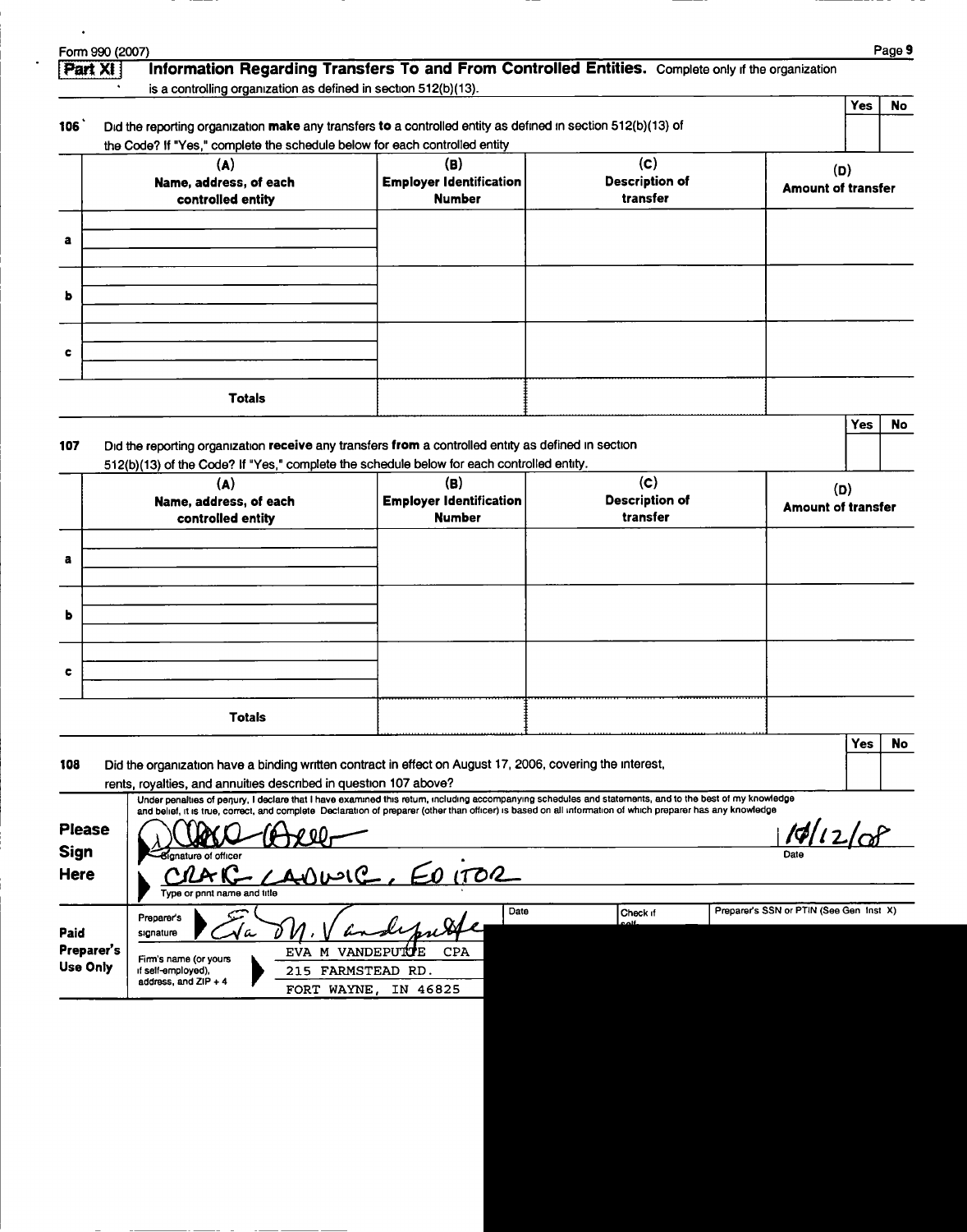Form 990 (2007)

**Part XI** **Information Regarding Transfers To and From Controlled Entities.** Complete only if the organization is a controlling organization as defined in section 512(b)(13).

| | | Yes | No |
|---|---|---|---|
| 106 | Did the reporting organization **make** any transfers **to** a controlled entity as defined in section 512(b)(13) of the Code? If "Yes," complete the schedule below for each controlled entity | | |

| | (A) Name, address, of each controlled entity | (B) Employer Identification Number | (C) Description of transfer | (D) Amount of transfer |
|---|---|---|---|---|
| a | | | | |
| b | | | | |
| c | | | | |
| | **Totals** | | | |

| | | Yes | No |
|---|---|---|---|
| 107 | Did the reporting organization **receive** any transfers **from** a controlled entity as defined in section 512(b)(13) of the Code? If "Yes," complete the schedule below for each controlled entity. | | |

| | (A) Name, address, of each controlled entity | (B) Employer Identification Number | (C) Description of transfer | (D) Amount of transfer |
|---|---|---|---|---|
| a | | | | |
| b | | | | |
| c | | | | |
| | **Totals** | | | |

| | | Yes | No |
|---|---|---|---|
| 108 | Did the organization have a binding written contract in effect on August 17, 2006, covering the interest, rents, royalties, and annuities described in question 107 above? | | |

Under penalties of perjury, I declare that I have examined this return, including accompanying schedules and statements, and to the best of my knowledge and belief, it is true, correct, and complete Declaration of preparer (other than officer) is based on all information of which preparer has any knowledge

**Please Sign Here**

Signature of officer: [signature]    Date: 10/12/08

CRAIG LADWIG, EDITOR
Type or print name and title

**Paid Preparer's Use Only**

Preparer's signature: Eva M. Vandeputte    Date    Check if self-employed    Preparer's SSN or PTIN (See Gen Inst X)

Firm's name (or yours if self-employed), address, and ZIP + 4: EVA M VANDEPUTTE CPA
215 FARMSTEAD RD.
FORT WAYNE, IN 46825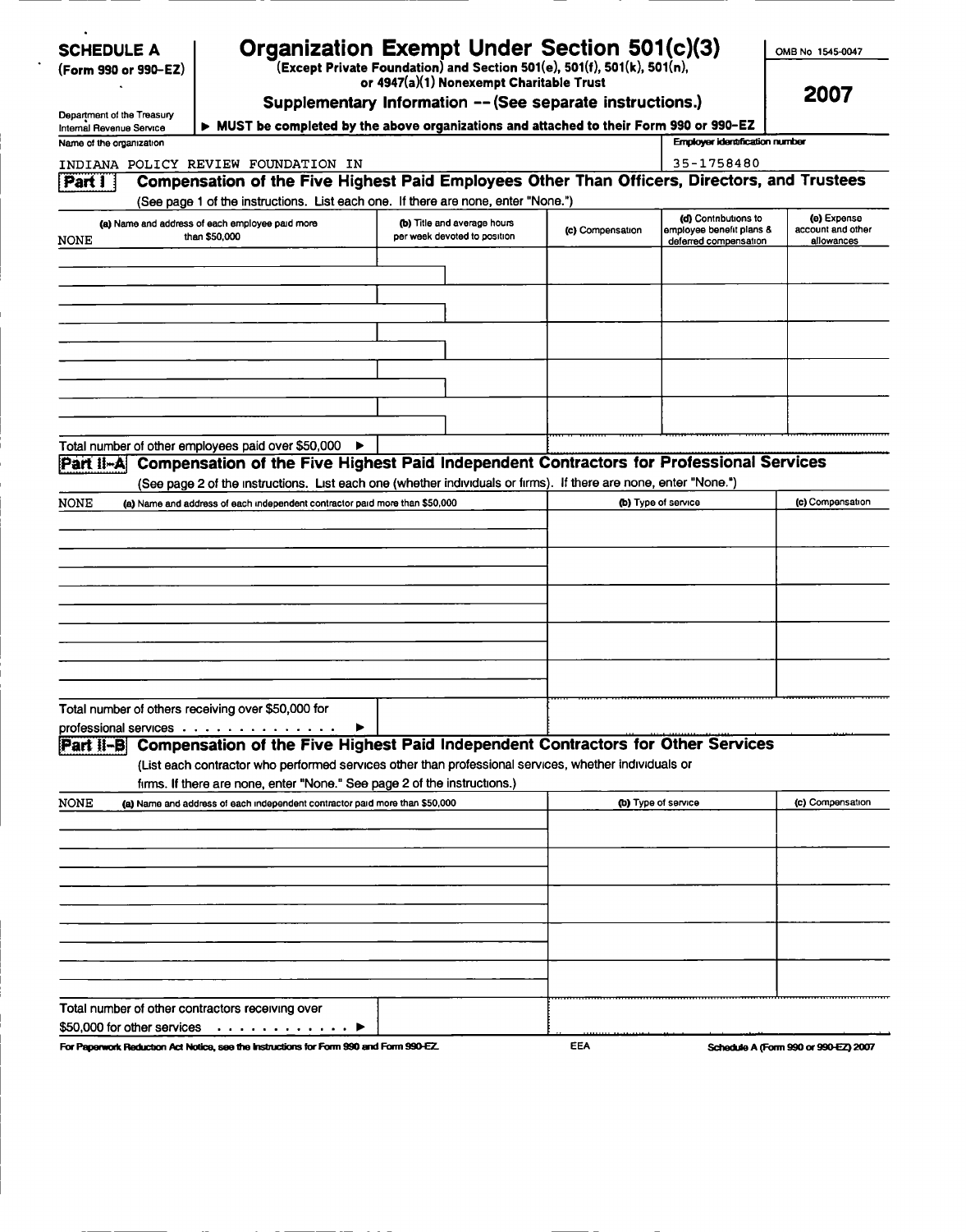**SCHEDULE A**
**(Form 990 or 990-EZ)**

Department of the Treasury
Internal Revenue Service

# Organization Exempt Under Section 501(c)(3)

**(Except Private Foundation) and Section 501(e), 501(f), 501(k), 501(n), or 4947(a)(1) Nonexempt Charitable Trust**

**Supplementary Information -- (See separate instructions.)**

▶ **MUST be completed by the above organizations and attached to their Form 990 or 990-EZ**

OMB No 1545-0047

**2007**

Name of the organization: INDIANA POLICY REVIEW FOUNDATION IN

Employer identification number: 35-1758480

## Part I Compensation of the Five Highest Paid Employees Other Than Officers, Directors, and Trustees

(See page 1 of the instructions. List each one. If there are none, enter "None.")

| (a) Name and address of each employee paid more than $50,000 | (b) Title and average hours per week devoted to position | (c) Compensation | (d) Contributions to employee benefit plans & deferred compensation | (e) Expense account and other allowances |
|---|---|---|---|---|
| NONE | | | | |
| | | | | |
| | | | | |
| | | | | |
| | | | | |

Total number of other employees paid over $50,000 ▶

## Part II-A Compensation of the Five Highest Paid Independent Contractors for Professional Services

(See page 2 of the instructions. List each one (whether individuals or firms). If there are none, enter "None.")

| (a) Name and address of each independent contractor paid more than $50,000 | (b) Type of service | (c) Compensation |
|---|---|---|
| NONE | | |
| | | |
| | | |
| | | |
| | | |

Total number of others receiving over $50,000 for professional services . . . . . . . . . . . . . . . ▶

## Part II-B Compensation of the Five Highest Paid Independent Contractors for Other Services

(List each contractor who performed services other than professional services, whether individuals or firms. If there are none, enter "None." See page 2 of the instructions.)

| (a) Name and address of each independent contractor paid more than $50,000 | (b) Type of service | (c) Compensation |
|---|---|---|
| NONE | | |
| | | |
| | | |
| | | |
| | | |

Total number of other contractors receiving over $50,000 for other services . . . . . . . . . . . . ▶

For Paperwork Reduction Act Notice, see the Instructions for Form 990 and Form 990-EZ. EEA Schedule A (Form 990 or 990-EZ) 2007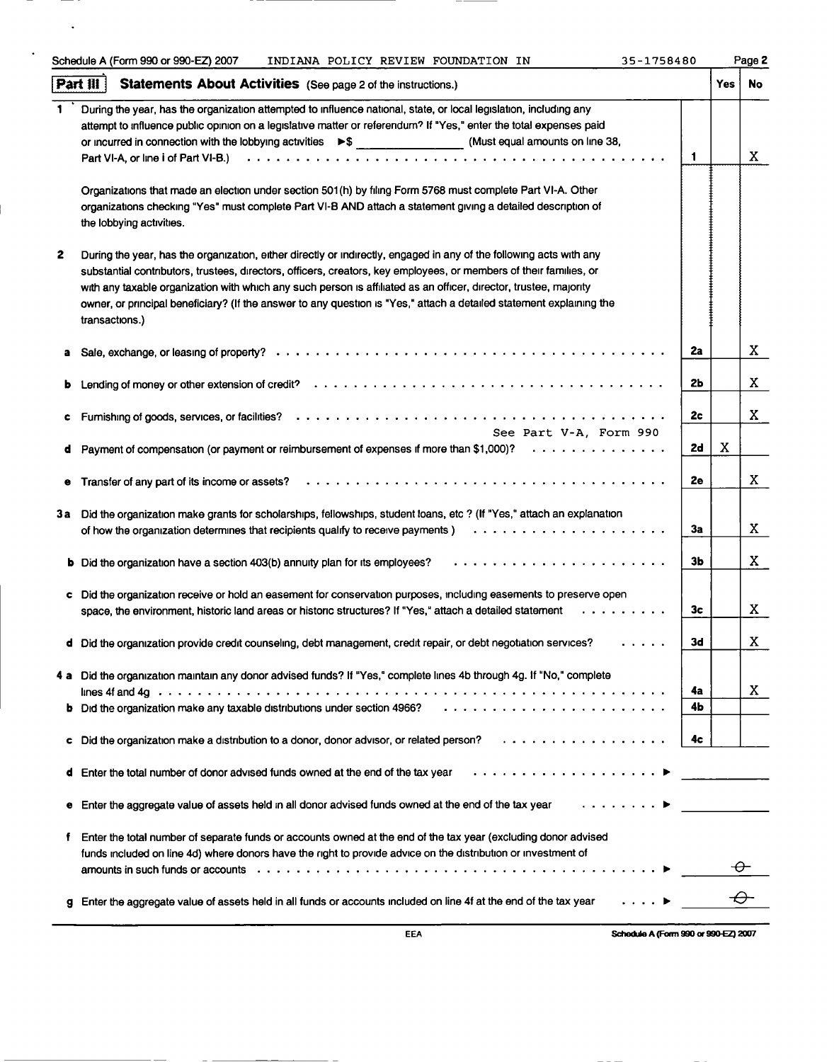Schedule A (Form 990 or 990-EZ) 2007 INDIANA POLICY REVIEW FOUNDATION IN 35-1758480 Page 2

## Part III Statements About Activities (See page 2 of the instructions.)

| | | Line | Yes | No |
|---|---|---|---|---|
| **1** | During the year, has the organization attempted to influence national, state, or local legislation, including any attempt to influence public opinion on a legislative matter or referendum? If "Yes," enter the total expenses paid or incurred in connection with the lobbying activities ▶$ ______________ (Must equal amounts on line 38, Part VI-A, or line i of Part VI-B.) | 1 | | X |
| | Organizations that made an election under section 501(h) by filing Form 5768 must complete Part VI-A. Other organizations checking "Yes" must complete Part VI-B AND attach a statement giving a detailed description of the lobbying activities. | | | |
| **2** | During the year, has the organization, either directly or indirectly, engaged in any of the following acts with any substantial contributors, trustees, directors, officers, creators, key employees, or members of their families, or with any taxable organization with which any such person is affiliated as an officer, director, trustee, majority owner, or principal beneficiary? (If the answer to any question is "Yes," attach a detailed statement explaining the transactions.) | | | |
| **a** | Sale, exchange, or leasing of property? | 2a | | X |
| **b** | Lending of money or other extension of credit? | 2b | | X |
| **c** | Furnishing of goods, services, or facilities? | 2c | | X |
| **d** | Payment of compensation (or payment or reimbursement of expenses if more than $1,000)? See Part V-A, Form 990 | 2d | X | |
| **e** | Transfer of any part of its income or assets? | 2e | | X |
| **3a** | Did the organization make grants for scholarships, fellowships, student loans, etc ? (If "Yes," attach an explanation of how the organization determines that recipients qualify to receive payments ) | 3a | | X |
| **b** | Did the organization have a section 403(b) annuity plan for its employees? | 3b | | X |
| **c** | Did the organization receive or hold an easement for conservation purposes, including easements to preserve open space, the environment, historic land areas or historic structures? If "Yes," attach a detailed statement | 3c | | X |
| **d** | Did the organization provide credit counseling, debt management, credit repair, or debt negotiation services? | 3d | | X |
| **4a** | Did the organization maintain any donor advised funds? If "Yes," complete lines 4b through 4g. If "No," complete lines 4f and 4g | 4a | | X |
| **b** | Did the organization make any taxable distributions under section 4966? | 4b | | |
| **c** | Did the organization make a distribution to a donor, donor advisor, or related person? | 4c | | |
| **d** | Enter the total number of donor advised funds owned at the end of the tax year ▶ | | | |
| **e** | Enter the aggregate value of assets held in all donor advised funds owned at the end of the tax year ▶ | | | |
| **f** | Enter the total number of separate funds or accounts owned at the end of the tax year (excluding donor advised funds included on line 4d) where donors have the right to provide advice on the distribution or investment of amounts in such funds or accounts ▶ | 0 | | |
| **g** | Enter the aggregate value of assets held in all funds or accounts included on line 4f at the end of the tax year ▶ | 0 | | |

EEA Schedule A (Form 990 or 990-EZ) 2007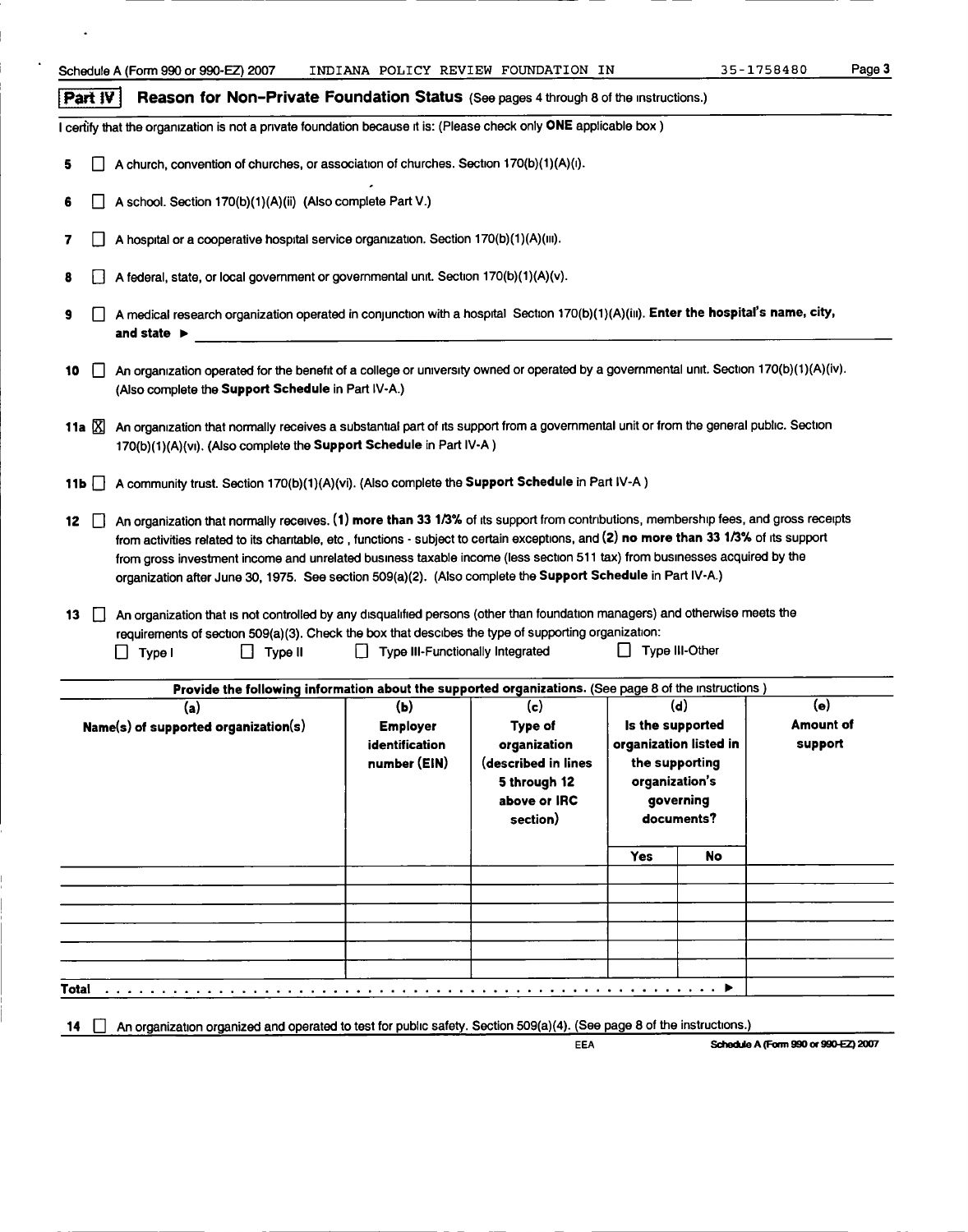Schedule A (Form 990 or 990-EZ) 2007 INDIANA POLICY REVIEW FOUNDATION IN 35-1758480

## Part IV Reason for Non-Private Foundation Status (See pages 4 through 8 of the instructions.)

I certify that the organization is not a private foundation because it is: (Please check only **ONE** applicable box )

**5** ☐ A church, convention of churches, or association of churches. Section 170(b)(1)(A)(i).

**6** ☐ A school. Section 170(b)(1)(A)(ii) (Also complete Part V.)

**7** ☐ A hospital or a cooperative hospital service organization. Section 170(b)(1)(A)(iii).

**8** ☐ A federal, state, or local government or governmental unit. Section 170(b)(1)(A)(v).

**9** ☐ A medical research organization operated in conjunction with a hospital Section 170(b)(1)(A)(iii). **Enter the hospital's name, city, and state ►**

**10** ☐ An organization operated for the benefit of a college or university owned or operated by a governmental unit. Section 170(b)(1)(A)(iv). (Also complete the **Support Schedule** in Part IV-A.)

**11a** ☒ An organization that normally receives a substantial part of its support from a governmental unit or from the general public. Section 170(b)(1)(A)(vi). (Also complete the **Support Schedule** in Part IV-A )

**11b** ☐ A community trust. Section 170(b)(1)(A)(vi). (Also complete the **Support Schedule** in Part IV-A )

**12** ☐ An organization that normally receives. **(1) more than 33 1/3%** of its support from contributions, membership fees, and gross receipts from activities related to its charitable, etc , functions - subject to certain exceptions, and **(2) no more than 33 1/3%** of its support from gross investment income and unrelated business taxable income (less section 511 tax) from businesses acquired by the organization after June 30, 1975. See section 509(a)(2). (Also complete the **Support Schedule** in Part IV-A.)

**13** ☐ An organization that is not controlled by any disqualified persons (other than foundation managers) and otherwise meets the requirements of section 509(a)(3). Check the box that descibes the type of supporting organization:
☐ Type I ☐ Type II ☐ Type III-Functionally Integrated ☐ Type III-Other

**Provide the following information about the supported organizations.** (See page 8 of the instructions )

| (a) Name(s) of supported organization(s) | (b) Employer identification number (EIN) | (c) Type of organization (described in lines 5 through 12 above or IRC section) | (d) Is the supported organization listed in the supporting organization's governing documents? Yes | No | (e) Amount of support |
|---|---|---|---|---|---|
| | | | | | |
| | | | | | |
| | | | | | |
| | | | | | |
| | | | | | |
| | | | | | |
| **Total** ► | | | | | |

**14** ☐ An organization organized and operated to test for public safety. Section 509(a)(4). (See page 8 of the instructions.)

EEA Schedule A (Form 990 or 990-EZ) 2007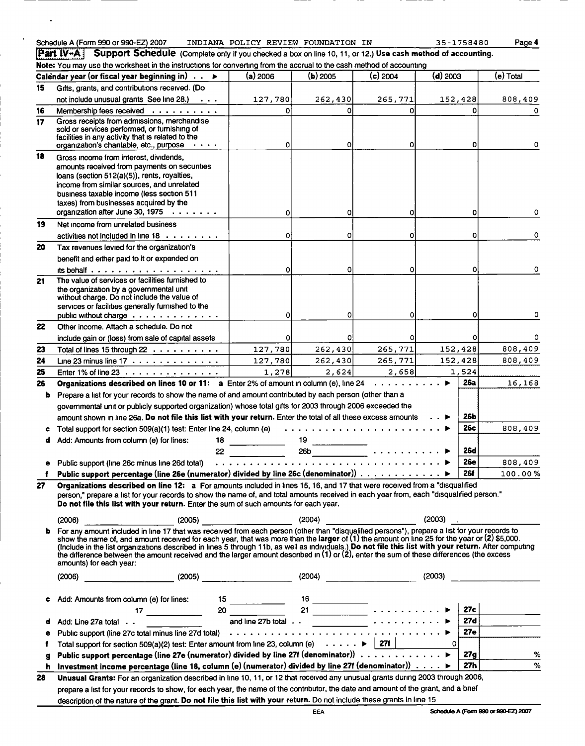Schedule A (Form 990 or 990-EZ) 2007 INDIANA POLICY REVIEW FOUNDATION IN 35-1758480 Page 4

## Part IV-A Support Schedule (Complete only if you checked a box on line 10, 11, or 12.) **Use cash method of accounting.**

**Note:** You may use the worksheet in the instructions for converting from the accrual to the cash method of accounting

| | Calendar year (or fiscal year beginning in) ▶ | (a) 2006 | (b) 2005 | (c) 2004 | (d) 2003 | (e) Total |
|---|---|---|---|---|---|---|
| 15 | Gifts, grants, and contributions received. (Do not include unusual grants See line 28.) | 127,780 | 262,430 | 265,771 | 152,428 | 808,409 |
| 16 | Membership fees received | 0 | 0 | 0 | 0 | 0 |
| 17 | Gross receipts from admissions, merchandise sold or services performed, or furnishing of facilities in any activity that is related to the organization's charitable, etc., purpose | 0 | 0 | 0 | 0 | 0 |
| 18 | Gross income from interest, dividends, amounts received from payments on securities loans (section 512(a)(5)), rents, royalties, income from similar sources, and unrelated business taxable income (less section 511 taxes) from businesses acquired by the organization after June 30, 1975 | 0 | 0 | 0 | 0 | 0 |
| 19 | Net income from unrelated business activities not included in line 18 | 0 | 0 | 0 | 0 | 0 |
| 20 | Tax revenues levied for the organization's benefit and either paid to it or expended on its behalf | 0 | 0 | 0 | 0 | 0 |
| 21 | The value of services or facilities furnished to the organization by a governmental unit without charge. Do not include the value of services or facilities generally furnished to the public without charge | 0 | 0 | 0 | 0 | 0 |
| 22 | Other income. Attach a schedule. Do not include gain or (loss) from sale of capital assets | 0 | 0 | 0 | 0 | 0 |
| 23 | Total of lines 15 through 22 | 127,780 | 262,430 | 265,771 | 152,428 | 808,409 |
| 24 | Line 23 minus line 17 | 127,780 | 262,430 | 265,771 | 152,428 | 808,409 |
| 25 | Enter 1% of line 23 | 1,278 | 2,624 | 2,658 | 1,524 | |

**26 Organizations described on lines 10 or 11: a** Enter 2% of amount in column (e), line 24 ▶ **26a** 16,168

**b** Prepare a list for your records to show the name of and amount contributed by each person (other than a governmental unit or publicly supported organization) whose total gifts for 2003 through 2006 exceeded the amount shown in line 26a. **Do not file this list with your return.** Enter the total of all these excess amounts ▶ **26b**

**c** Total support for section 509(a)(1) test: Enter line 24, column (e) ▶ **26c** 808,409

**d** Add: Amounts from column (e) for lines: 18 ______ 19 ______ 22 ______ 26b ______ ▶ **26d**

**e** Public support (line 26c minus line 26d total) ▶ **26e** 808,409

**f** **Public support percentage (line 26e (numerator) divided by line 26c (denominator))** ▶ **26f** 100.00 %

**27 Organizations described on line 12: a** For amounts included in lines 15, 16, and 17 that were received from a "disqualified person," prepare a list for your records to show the name of, and total amounts received in each year from, each "disqualified person." **Do not file this list with your return.** Enter the sum of such amounts for each year.

(2006) ______ (2005) ______ (2004) ______ (2003) ______

**b** For any amount included in line 17 that was received from each person (other than "disqualified persons"), prepare a list for your records to show the name of, and amount received for each year, that was more than the **larger** of (1) the amount on line 25 for the year or (2) $5,000. (Include in the list organizations described in lines 5 through 11b, as well as individuals.) **Do not file this list with your return.** After computing the difference between the amount received and the larger amount described in (1) or (2), enter the sum of these differences (the excess amounts) for each year:

(2006) ______ (2005) ______ (2004) ______ (2003) ______

**c** Add: Amounts from column (e) for lines: 15 ______ 16 ______ 17 ______ 20 ______ 21 ______ ▶ **27c**

**d** Add: Line 27a total ______ and line 27b total ______ ▶ **27d**

**e** Public support (line 27c total minus line 27d total) ▶ **27e**

**f** Total support for section 509(a)(2) test: Enter amount from line 23, column (e) ▶ **27f** 0

**g** **Public support percentage (line 27e (numerator) divided by line 27f (denominator))** ▶ **27g** %

**h** **Investment income percentage (line 18, column (e) (numerator) divided by line 27f (denominator))** ▶ **27h** %

**28 Unusual Grants:** For an organization described in line 10, 11, or 12 that received any unusual grants during 2003 through 2006, prepare a list for your records to show, for each year, the name of the contributor, the date and amount of the grant, and a brief description of the nature of the grant. **Do not file this list with your return.** Do not include these grants in line 15

EEA Schedule A (Form 990 or 990-EZ) 2007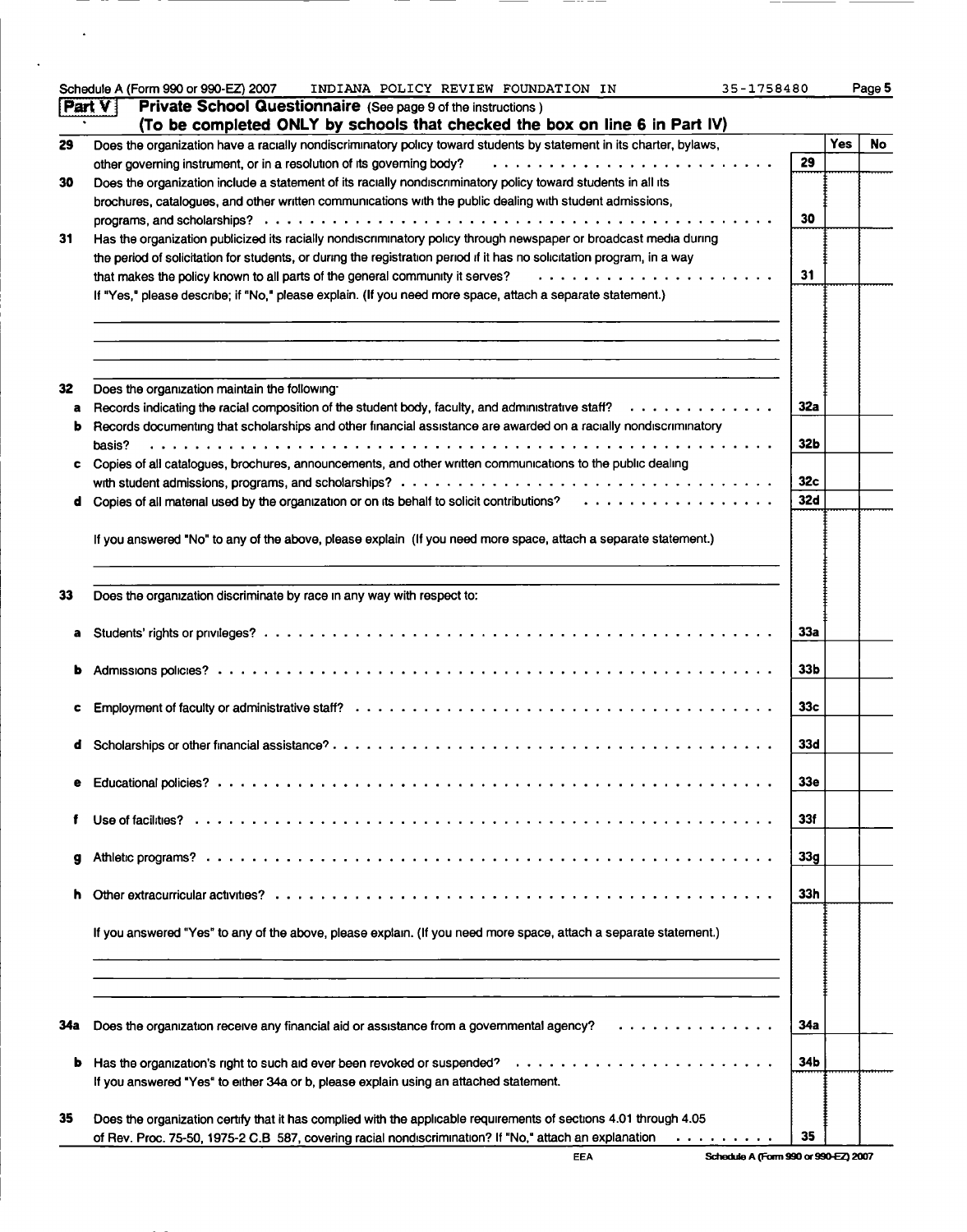Schedule A (Form 990 or 990-EZ) 2007 INDIANA POLICY REVIEW FOUNDATION IN 35-1758480 Page 5

**Part V** **Private School Questionnaire** (See page 9 of the instructions)
**(To be completed ONLY by schools that checked the box on line 6 in Part IV)**

| | | | Yes | No |
|---|---|---|---|---|
| 29 | Does the organization have a racially nondiscriminatory policy toward students by statement in its charter, bylaws, other governing instrument, or in a resolution of its governing body? | 29 | | |
| 30 | Does the organization include a statement of its racially nondiscriminatory policy toward students in all its brochures, catalogues, and other written communications with the public dealing with student admissions, programs, and scholarships? | 30 | | |
| 31 | Has the organization publicized its racially nondiscriminatory policy through newspaper or broadcast media during the period of solicitation for students, or during the registration period if it has no solicitation program, in a way that makes the policy known to all parts of the general community it serves? | 31 | | |

If "Yes," please describe; if "No," please explain. (If you need more space, attach a separate statement.)

| | | | Yes | No |
|---|---|---|---|---|
| 32 | Does the organization maintain the following: | | | |
| a | Records indicating the racial composition of the student body, faculty, and administrative staff? | 32a | | |
| b | Records documenting that scholarships and other financial assistance are awarded on a racially nondiscriminatory basis? | 32b | | |
| c | Copies of all catalogues, brochures, announcements, and other written communications to the public dealing with student admissions, programs, and scholarships? | 32c | | |
| d | Copies of all material used by the organization or on its behalf to solicit contributions? | 32d | | |

If you answered "No" to any of the above, please explain (If you need more space, attach a separate statement.)

| | | | Yes | No |
|---|---|---|---|---|
| 33 | Does the organization discriminate by race in any way with respect to: | | | |
| a | Students' rights or privileges? | 33a | | |
| b | Admissions policies? | 33b | | |
| c | Employment of faculty or administrative staff? | 33c | | |
| d | Scholarships or other financial assistance? | 33d | | |
| e | Educational policies? | 33e | | |
| f | Use of facilities? | 33f | | |
| g | Athletic programs? | 33g | | |
| h | Other extracurricular activities? | 33h | | |

If you answered "Yes" to any of the above, please explain. (If you need more space, attach a separate statement.)

| | | | Yes | No |
|---|---|---|---|---|
| 34a | Does the organization receive any financial aid or assistance from a governmental agency? | 34a | | |
| b | Has the organization's right to such aid ever been revoked or suspended? | 34b | | |

If you answered "Yes" to either 34a or b, please explain using an attached statement.

| | | | Yes | No |
|---|---|---|---|---|
| 35 | Does the organization certify that it has complied with the applicable requirements of sections 4.01 through 4.05 of Rev. Proc. 75-50, 1975-2 C.B 587, covering racial nondiscrimination? If "No," attach an explanation | 35 | | |

EEA Schedule A (Form 990 or 990-EZ) 2007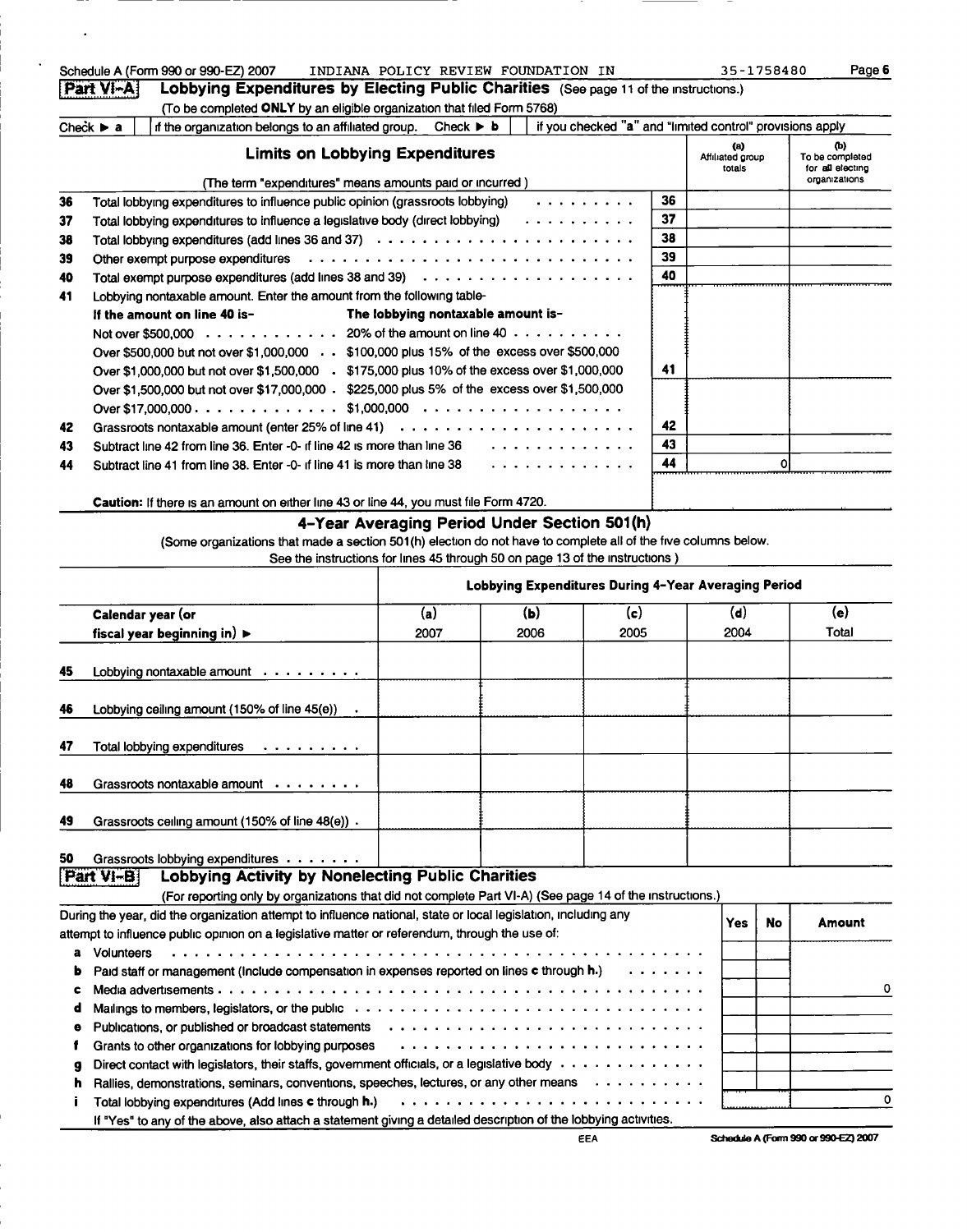Schedule A (Form 990 or 990-EZ) 2007 INDIANA POLICY REVIEW FOUNDATION IN 35-1758480 Page 6

## Part VI-A Lobbying Expenditures by Electing Public Charities (See page 11 of the instructions.)

(To be completed **ONLY** by an eligible organization that filed Form 5768)

Check ▶ a [ ] if the organization belongs to an affiliated group. Check ▶ b [ ] if you checked "a" and "limited control" provisions apply

| | **Limits on Lobbying Expenditures** (The term "expenditures" means amounts paid or incurred ) | | (a) Affiliated group totals | (b) To be completed for all electing organizations |
|---|---|---|---|---|
| 36 | Total lobbying expenditures to influence public opinion (grassroots lobbying) | 36 | | |
| 37 | Total lobbying expenditures to influence a legislative body (direct lobbying) | 37 | | |
| 38 | Total lobbying expenditures (add lines 36 and 37) | 38 | | |
| 39 | Other exempt purpose expenditures | 39 | | |
| 40 | Total exempt purpose expenditures (add lines 38 and 39) | 40 | | |
| 41 | Lobbying nontaxable amount. Enter the amount from the following table-<br>**If the amount on line 40 is-** / **The lobbying nontaxable amount is-**<br>Not over $500,000 — 20% of the amount on line 40<br>Over $500,000 but not over $1,000,000 — $100,000 plus 15% of the excess over $500,000<br>Over $1,000,000 but not over $1,500,000 — $175,000 plus 10% of the excess over $1,000,000<br>Over $1,500,000 but not over $17,000,000 — $225,000 plus 5% of the excess over $1,500,000<br>Over $17,000,000 — $1,000,000 | 41 | | |
| 42 | Grassroots nontaxable amount (enter 25% of line 41) | 42 | | |
| 43 | Subtract line 42 from line 36. Enter -0- if line 42 is more than line 36 | 43 | | |
| 44 | Subtract line 41 from line 38. Enter -0- if line 41 is more than line 38 | 44 | 0 | |

**Caution:** If there is an amount on either line 43 or line 44, you must file Form 4720.

### 4-Year Averaging Period Under Section 501(h)

(Some organizations that made a section 501(h) election do not have to complete all of the five columns below. See the instructions for lines 45 through 50 on page 13 of the instructions )

| | Lobbying Expenditures During 4-Year Averaging Period | | | | |
|---|---|---|---|---|---|
| **Calendar year (or fiscal year beginning in) ▶** | (a) 2007 | (b) 2006 | (c) 2005 | (d) 2004 | (e) Total |
| 45 Lobbying nontaxable amount | | | | | |
| 46 Lobbying ceiling amount (150% of line 45(e)) | | | | | |
| 47 Total lobbying expenditures | | | | | |
| 48 Grassroots nontaxable amount | | | | | |
| 49 Grassroots ceiling amount (150% of line 48(e)) | | | | | |
| 50 Grassroots lobbying expenditures | | | | | |

## Part VI-B Lobbying Activity by Nonelecting Public Charities

(For reporting only by organizations that did not complete Part VI-A) (See page 14 of the instructions.)

| During the year, did the organization attempt to influence national, state or local legislation, including any attempt to influence public opinion on a legislative matter or referendum, through the use of: | Yes | No | Amount |
|---|---|---|---|
| a Volunteers | | | |
| b Paid staff or management (Include compensation in expenses reported on lines **c** through **h.**) | | | |
| c Media advertisements | | | 0 |
| d Mailings to members, legislators, or the public | | | |
| e Publications, or published or broadcast statements | | | |
| f Grants to other organizations for lobbying purposes | | | |
| g Direct contact with legislators, their staffs, government officials, or a legislative body | | | |
| h Rallies, demonstrations, seminars, conventions, speeches, lectures, or any other means | | | |
| i Total lobbying expenditures (Add lines **c** through **h.**) | | | 0 |

If "Yes" to any of the above, also attach a statement giving a detailed description of the lobbying activities.

EEA Schedule A (Form 990 or 990-EZ) 2007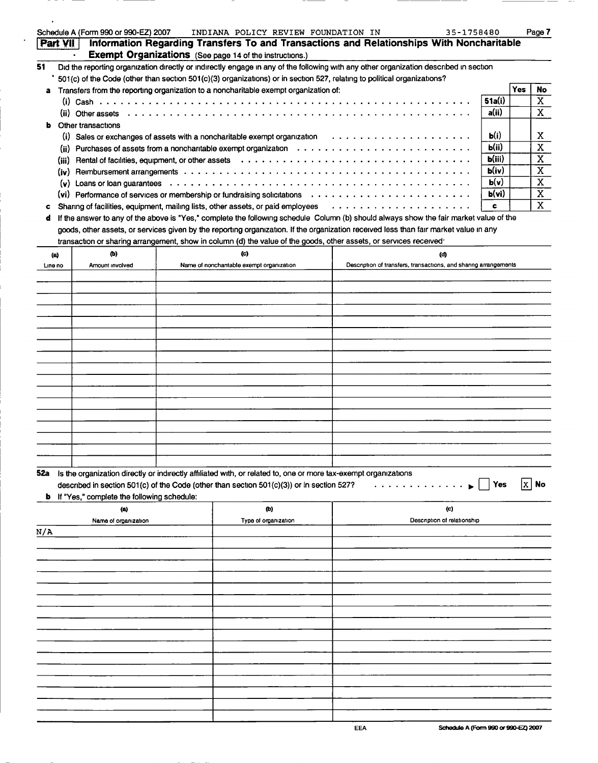Schedule A (Form 990 or 990-EZ) 2007 INDIANA POLICY REVIEW FOUNDATION IN 35-1758480

## Part VII Information Regarding Transfers To and Transactions and Relationships With Noncharitable Exempt Organizations (See page 14 of the instructions.)

**51** Did the reporting organization directly or indirectly engage in any of the following with any other organization described in section 501(c) of the Code (other than section 501(c)(3) organizations) or in section 527, relating to political organizations?

| | | Yes | No |
|---|---|---|---|
| **a** Transfers from the reporting organization to a noncharitable exempt organization of: | | | |
| (i) Cash | 51a(i) | | X |
| (ii) Other assets | a(ii) | | X |
| **b** Other transactions | | | |
| (i) Sales or exchanges of assets with a noncharitable exempt organization | b(i) | | X |
| (ii) Purchases of assets from a noncharitable exempt organization | b(ii) | | X |
| (iii) Rental of facilities, equipment, or other assets | b(iii) | | X |
| (iv) Reimbursement arrangements | b(iv) | | X |
| (v) Loans or loan guarantees | b(v) | | X |
| (vi) Performance of services or membership or fundraising solicitations | b(vi) | | X |
| **c** Sharing of facilities, equipment, mailing lists, other assets, or paid employees | c | | X |

**d** If the answer to any of the above is "Yes," complete the following schedule Column (b) should always show the fair market value of the goods, other assets, or services given by the reporting organization. If the organization received less than fair market value in any transaction or sharing arrangement, show in column (d) the value of the goods, other assets, or services received:

| (a) Line no | (b) Amount involved | (c) Name of noncharitable exempt organization | (d) Description of transfers, transactions, and sharing arrangements |
|---|---|---|---|
| | | | |

**52a** Is the organization directly or indirectly affiliated with, or related to, one or more tax-exempt organizations described in section 501(c) of the Code (other than section 501(c)(3)) or in section 527? ☐ Yes ☒ No

**b** If "Yes," complete the following schedule:

| (a) Name of organization | (b) Type of organization | (c) Description of relationship |
|---|---|---|
| N/A | | |

EEA

Schedule A (Form 990 or 990-EZ) 2007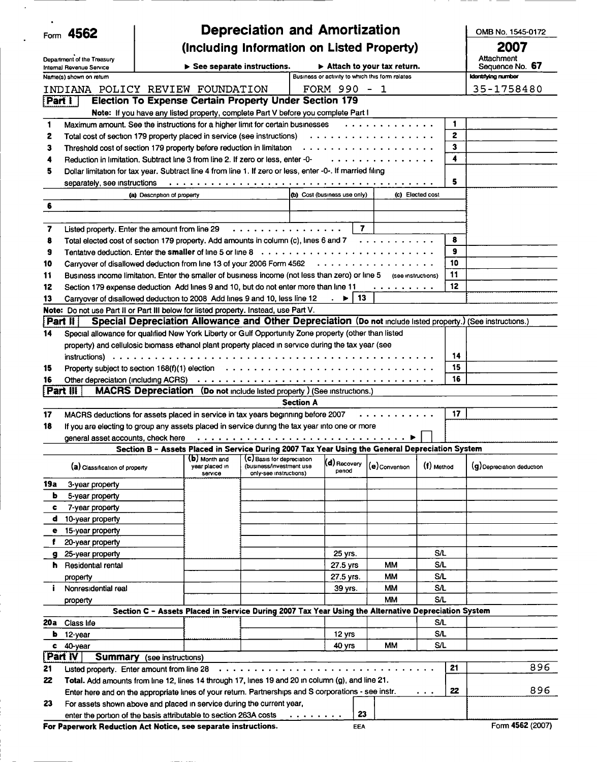Form **4562**

# Depreciation and Amortization

## (Including Information on Listed Property)

Department of the Treasury
Internal Revenue Service

▶ See separate instructions. ▶ Attach to your tax return.

OMB No. 1545-0172

**2007**

Attachment Sequence No. **67**

| Name(s) shown on return | Business or activity to which this form relates | Identifying number |
|---|---|---|
| INDIANA POLICY REVIEW FOUNDATION | FORM 990 - 1 | 35-1758480 |

**Part I — Election To Expense Certain Property Under Section 179**

**Note:** If you have any listed property, complete Part V before you complete Part I

| | | | |
|---|---|---|---|
| 1 | Maximum amount. See the instructions for a higher limit for certain businesses | 1 | |
| 2 | Total cost of section 179 property placed in service (see instructions) | 2 | |
| 3 | Threshold cost of section 179 property before reduction in limitation | 3 | |
| 4 | Reduction in limitation. Subtract line 3 from line 2. If zero or less, enter -0- | 4 | |
| 5 | Dollar limitation for tax year. Subtract line 4 from line 1. If zero or less, enter -0-. If married filing separately, see instructions | 5 | |

| | (a) Description of property | (b) Cost (business use only) | (c) Elected cost |
|---|---|---|---|
| 6 | | | |
| | | | |

| | | | | | |
|---|---|---|---|---|---|
| 7 | Listed property. Enter the amount from line 29 | 7 | | | |
| 8 | Total elected cost of section 179 property. Add amounts in column (c), lines 6 and 7 | | | 8 | |
| 9 | Tentative deduction. Enter the **smaller** of line 5 or line 8 | | | 9 | |
| 10 | Carryover of disallowed deduction from line 13 of your 2006 Form 4562 | | | 10 | |
| 11 | Business income limitation. Enter the smaller of business income (not less than zero) or line 5 (see instructions) | | | 11 | |
| 12 | Section 179 expense deduction. Add lines 9 and 10, but do not enter more than line 11 | | | 12 | |
| 13 | Carryover of disallowed deduction to 2008. Add lines 9 and 10, less line 12 ▶ | 13 | | | |

**Note:** Do not use Part II or Part III below for listed property. Instead, use Part V.

**Part II — Special Depreciation Allowance and Other Depreciation** (Do not include listed property.) (See instructions.)

| | | | |
|---|---|---|---|
| 14 | Special allowance for qualified New York Liberty or Gulf Opportunity Zone property (other than listed property) and cellulosic biomass ethanol plant property placed in service during the tax year (see instructions) | 14 | |
| 15 | Property subject to section 168(f)(1) election | 15 | |
| 16 | Other depreciation (including ACRS) | 16 | |

**Part III — MACRS Depreciation** (Do not include listed property.) (See instructions.)

**Section A**

| | | | |
|---|---|---|---|
| 17 | MACRS deductions for assets placed in service in tax years beginning before 2007 | 17 | |
| 18 | If you are electing to group any assets placed in service during the tax year into one or more general asset accounts, check here ▶ ☐ | | |

**Section B – Assets Placed in Service During 2007 Tax Year Using the General Depreciation System**

| | (a) Classification of property | (b) Month and year placed in service | (c) Basis for depreciation (business/investment use only-see instructions) | (d) Recovery period | (e) Convention | (f) Method | (g) Depreciation deduction |
|---|---|---|---|---|---|---|---|
| 19a | 3-year property | | | | | | |
| b | 5-year property | | | | | | |
| c | 7-year property | | | | | | |
| d | 10-year property | | | | | | |
| e | 15-year property | | | | | | |
| f | 20-year property | | | | | | |
| g | 25-year property | | | 25 yrs. | | S/L | |
| h | Residential rental | | | 27.5 yrs | MM | S/L | |
| | property | | | 27.5 yrs. | MM | S/L | |
| i | Nonresidential real | | | 39 yrs. | MM | S/L | |
| | property | | | | MM | S/L | |

**Section C – Assets Placed in Service During 2007 Tax Year Using the Alternative Depreciation System**

| | | | | | | | |
|---|---|---|---|---|---|---|---|
| 20a | Class life | | | | | S/L | |
| b | 12-year | | | 12 yrs | | S/L | |
| c | 40-year | | | 40 yrs | MM | S/L | |

**Part IV — Summary** (see instructions)

| | | | |
|---|---|---|---|
| 21 | Listed property. Enter amount from line 28 | 21 | 896 |
| 22 | **Total.** Add amounts from line 12, lines 14 through 17, lines 19 and 20 in column (g), and line 21. Enter here and on the appropriate lines of your return. Partnerships and S corporations - see instr. | 22 | 896 |
| 23 | For assets shown above and placed in service during the current year, enter the portion of the basis attributable to section 263A costs | 23 | |

**For Paperwork Reduction Act Notice, see separate instructions.** EEA Form **4562** (2007)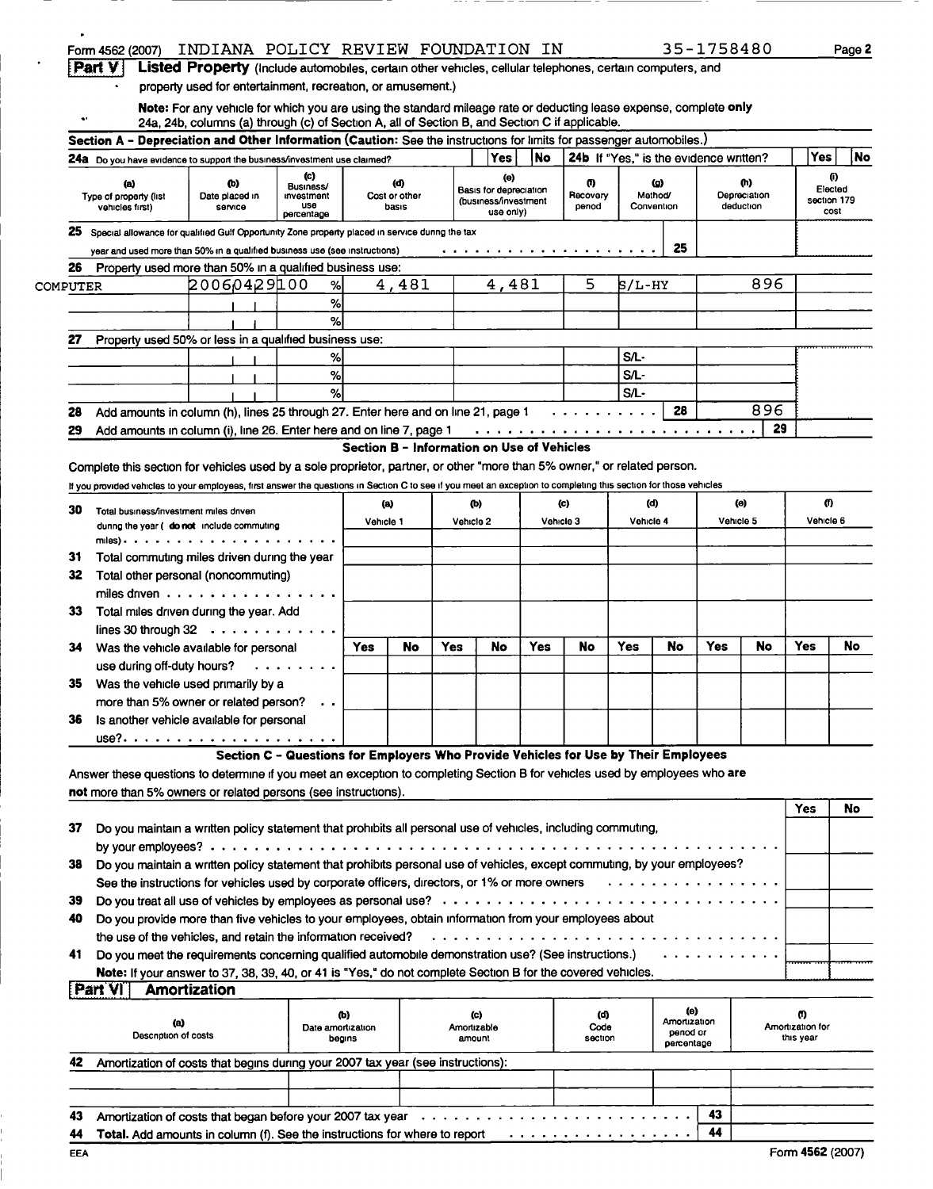Form 4562 (2007) INDIANA POLICY REVIEW FOUNDATION IN 35-1758480 Page 2

## Part V Listed Property (Include automobiles, certain other vehicles, cellular telephones, certain computers, and property used for entertainment, recreation, or amusement.)

**Note:** For any vehicle for which you are using the standard mileage rate or deducting lease expense, complete **only** 24a, 24b, columns (a) through (c) of Section A, all of Section B, and Section C if applicable.

**Section A - Depreciation and Other Information (Caution:** See the instructions for limits for passenger automobiles.)

**24a** Do you have evidence to support the business/investment use claimed? Yes ☐ No ☐ **24b** If "Yes," is the evidence written? Yes ☐ No ☐

| (a) Type of property (list vehicles first) | (b) Date placed in service | (c) Business/investment use percentage | (d) Cost or other basis | (e) Basis for depreciation (business/investment use only) | (f) Recovery period | (g) Method/Convention | (h) Depreciation deduction | (i) Elected section 179 cost |
|---|---|---|---|---|---|---|---|---|
| **25** Special allowance for qualified Gulf Opportunity Zone property placed in service during the tax year and used more than 50% in a qualified business use (see instructions) | | | | | | 25 | | |
| **26** Property used more than 50% in a qualified business use: | | | | | | | | |
| COMPUTER | 20060429 | 100 % | 4,481 | 4,481 | 5 | S/L-HY | 896 | |
| | | % | | | | | | |
| | | % | | | | | | |
| **27** Property used 50% or less in a qualified business use: | | | | | | | | |
| | | % | | | | S/L- | | |
| | | % | | | | S/L- | | |
| | | % | | | | S/L- | | |
| **28** Add amounts in column (h), lines 25 through 27. Enter here and on line 21, page 1 | | | | | | 28 | 896 | |
| **29** Add amounts in column (i), line 26. Enter here and on line 7, page 1 | | | | | | | 29 | |

### Section B - Information on Use of Vehicles

Complete this section for vehicles used by a sole proprietor, partner, or other "more than 5% owner," or related person.

If you provided vehicles to your employees, first answer the questions in Section C to see if you meet an exception to completing this section for those vehicles

| | (a) Vehicle 1 | | (b) Vehicle 2 | | (c) Vehicle 3 | | (d) Vehicle 4 | | (e) Vehicle 5 | | (f) Vehicle 6 | |
|---|---|---|---|---|---|---|---|---|---|---|---|---|
| **30** Total business/investment miles driven during the year ( **do not** include commuting miles) | | | | | | | | | | | | |
| **31** Total commuting miles driven during the year | | | | | | | | | | | | |
| **32** Total other personal (noncommuting) miles driven | | | | | | | | | | | | |
| **33** Total miles driven during the year. Add lines 30 through 32 | | | | | | | | | | | | |
| | Yes | No | Yes | No | Yes | No | Yes | No | Yes | No | Yes | No |
| **34** Was the vehicle available for personal use during off-duty hours? | | | | | | | | | | | | |
| **35** Was the vehicle used primarily by a more than 5% owner or related person? | | | | | | | | | | | | |
| **36** Is another vehicle available for personal use? | | | | | | | | | | | | |

### Section C - Questions for Employers Who Provide Vehicles for Use by Their Employees

Answer these questions to determine if you meet an exception to completing Section B for vehicles used by employees who **are not** more than 5% owners or related persons (see instructions).

| | Yes | No |
|---|---|---|
| **37** Do you maintain a written policy statement that prohibits all personal use of vehicles, including commuting, by your employees? | | |
| **38** Do you maintain a written policy statement that prohibits personal use of vehicles, except commuting, by your employees? See the instructions for vehicles used by corporate officers, directors, or 1% or more owners | | |
| **39** Do you treat all use of vehicles by employees as personal use? | | |
| **40** Do you provide more than five vehicles to your employees, obtain information from your employees about the use of the vehicles, and retain the information received? | | |
| **41** Do you meet the requirements concerning qualified automobile demonstration use? (See instructions.) | | |

**Note:** If your answer to 37, 38, 39, 40, or 41 is "Yes," do not complete Section B for the covered vehicles.

## Part VI Amortization

| (a) Description of costs | (b) Date amortization begins | (c) Amortizable amount | (d) Code section | (e) Amortization period or percentage | (f) Amortization for this year |
|---|---|---|---|---|---|
| **42** Amortization of costs that begins during your 2007 tax year (see instructions): | | | | | |
| | | | | | |
| | | | | | |
| **43** Amortization of costs that began before your 2007 tax year | | | | 43 | |
| **44 Total.** Add amounts in column (f). See the instructions for where to report | | | | 44 | |

EEA Form **4562** (2007)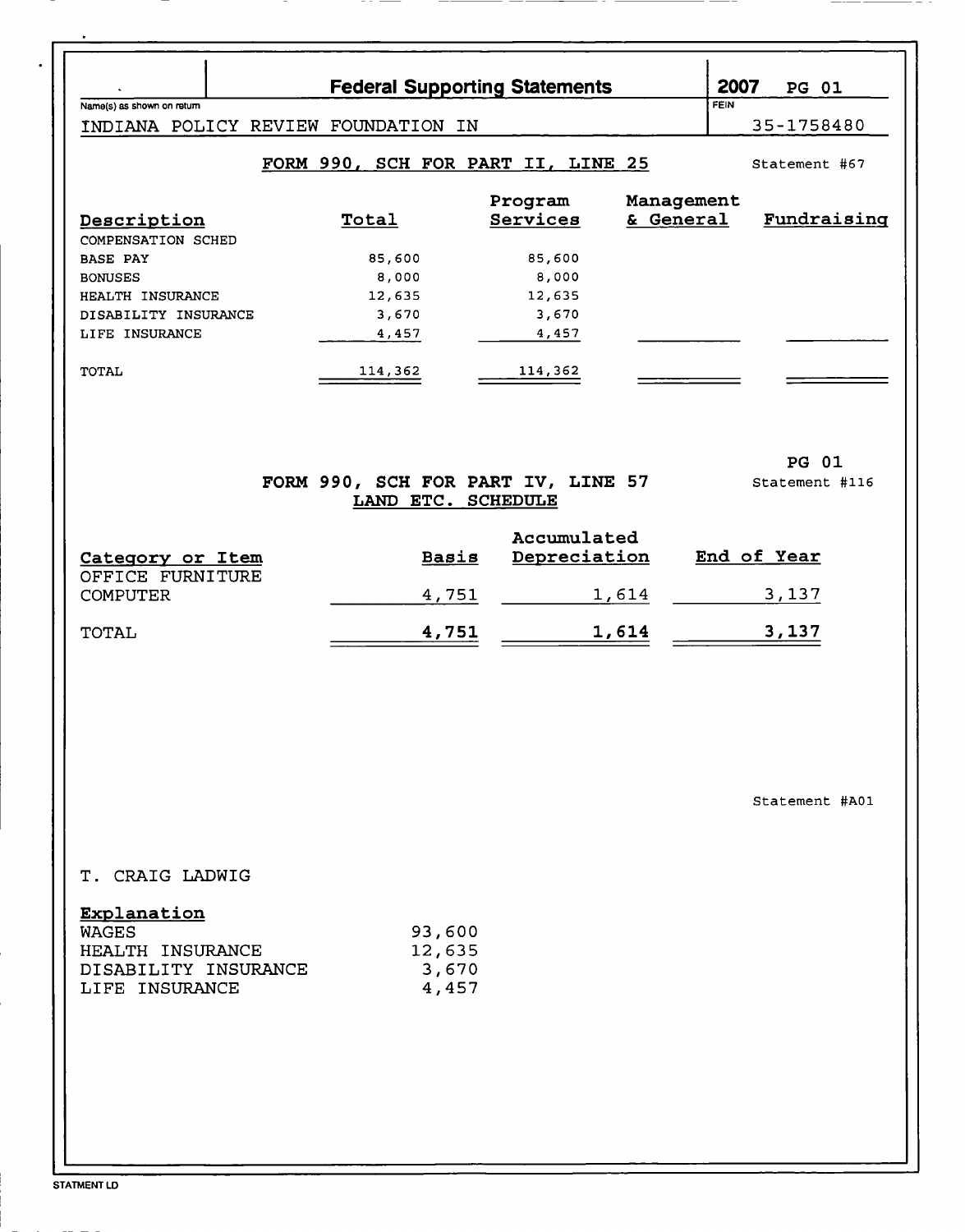## Federal Supporting Statements

**2007** PG 01

Name(s) as shown on return: INDIANA POLICY REVIEW FOUNDATION IN

FEIN: 35-1758480

### FORM 990, SCH FOR PART II, LINE 25

Statement #67

| Description | Total | Program Services | Management & General | Fundraising |
|---|---|---|---|---|
| COMPENSATION SCHED | | | | |
| BASE PAY | 85,600 | 85,600 | | |
| BONUSES | 8,000 | 8,000 | | |
| HEALTH INSURANCE | 12,635 | 12,635 | | |
| DISABILITY INSURANCE | 3,670 | 3,670 | | |
| LIFE INSURANCE | 4,457 | 4,457 | | |
| TOTAL | 114,362 | 114,362 | | |

PG 01

### FORM 990, SCH FOR PART IV, LINE 57 LAND ETC. SCHEDULE

Statement #116

| Category or Item | Basis | Accumulated Depreciation | End of Year |
|---|---|---|---|
| OFFICE FURNITURE COMPUTER | 4,751 | 1,614 | 3,137 |
| TOTAL | **4,751** | **1,614** | **3,137** |

Statement #A01

T. CRAIG LADWIG

| Explanation | |
|---|---|
| WAGES | 93,600 |
| HEALTH INSURANCE | 12,635 |
| DISABILITY INSURANCE | 3,670 |
| LIFE INSURANCE | 4,457 |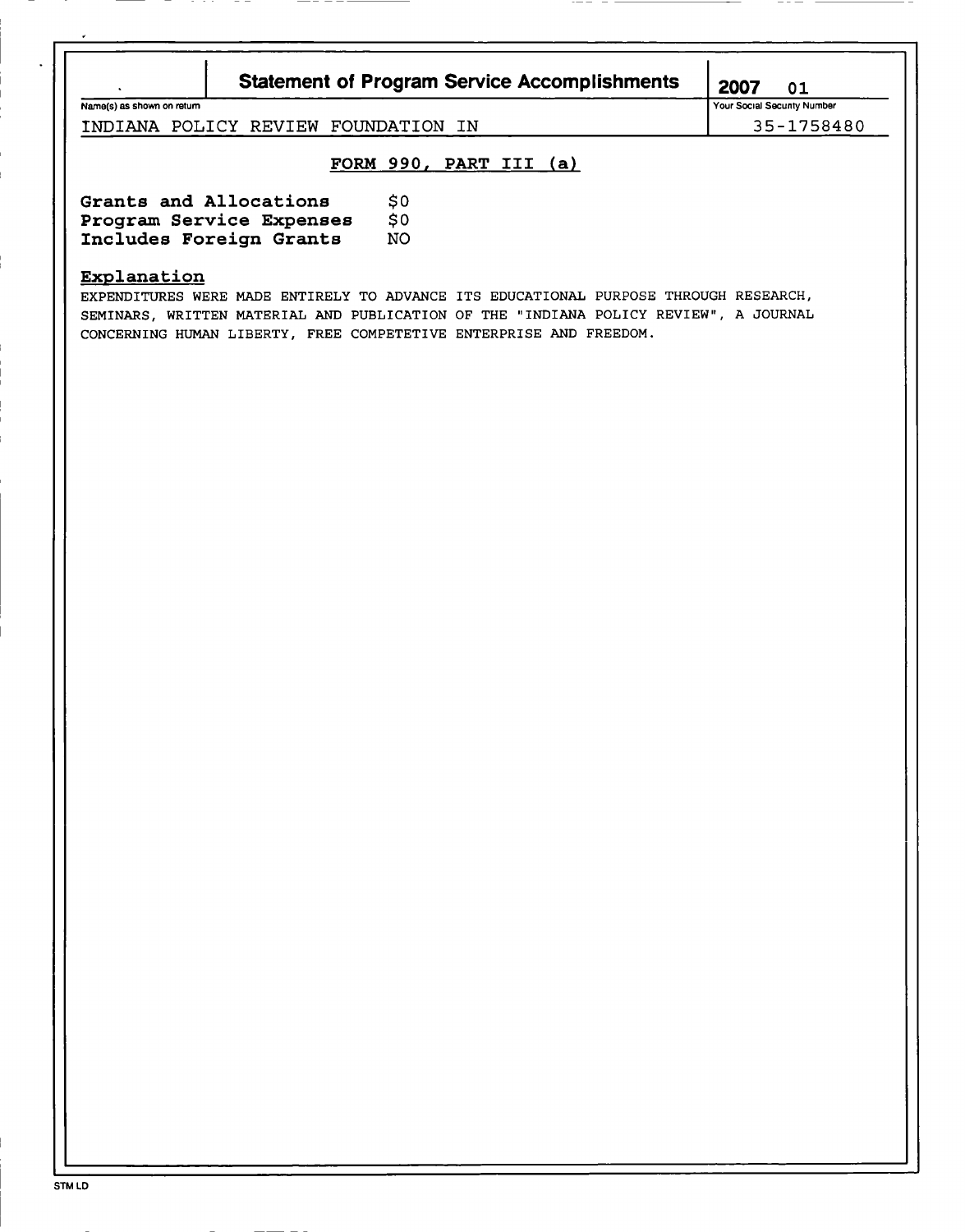# Statement of Program Service Accomplishments

**2007 01**

Name(s) as shown on return: INDIANA POLICY REVIEW FOUNDATION IN

Your Social Security Number: 35-1758480

## FORM 990, PART III (a)

| | |
|---|---|
| **Grants and Allocations** | $0 |
| **Program Service Expenses** | $0 |
| **Includes Foreign Grants** | NO |

**Explanation**

EXPENDITURES WERE MADE ENTIRELY TO ADVANCE ITS EDUCATIONAL PURPOSE THROUGH RESEARCH, SEMINARS, WRITTEN MATERIAL AND PUBLICATION OF THE "INDIANA POLICY REVIEW", A JOURNAL CONCERNING HUMAN LIBERTY, FREE COMPETETIVE ENTERPRISE AND FREEDOM.

STM LD